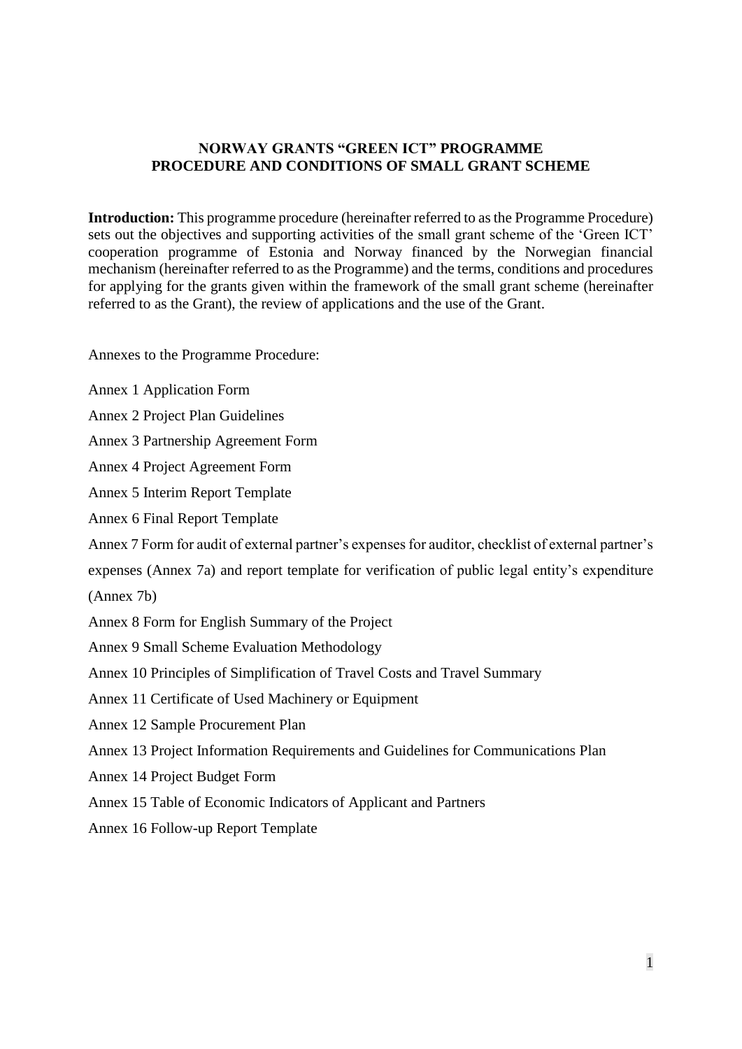# NORWAY GRANTS "GREEN ICT" PROGRAMME
# PROCEDURE AND CONDITIONS OF SMALL GRANT SCHEME

**Introduction:** This programme procedure (hereinafter referred to as the Programme Procedure) sets out the objectives and supporting activities of the small grant scheme of the 'Green ICT' cooperation programme of Estonia and Norway financed by the Norwegian financial mechanism (hereinafter referred to as the Programme) and the terms, conditions and procedures for applying for the grants given within the framework of the small grant scheme (hereinafter referred to as the Grant), the review of applications and the use of the Grant.

Annexes to the Programme Procedure:

Annex 1 Application Form

Annex 2 Project Plan Guidelines

Annex 3 Partnership Agreement Form

Annex 4 Project Agreement Form

Annex 5 Interim Report Template

Annex 6 Final Report Template

Annex 7 Form for audit of external partner's expenses for auditor, checklist of external partner's expenses (Annex 7a) and report template for verification of public legal entity's expenditure (Annex 7b)

Annex 8 Form for English Summary of the Project

Annex 9 Small Scheme Evaluation Methodology

Annex 10 Principles of Simplification of Travel Costs and Travel Summary

Annex 11 Certificate of Used Machinery or Equipment

Annex 12 Sample Procurement Plan

Annex 13 Project Information Requirements and Guidelines for Communications Plan

Annex 14 Project Budget Form

Annex 15 Table of Economic Indicators of Applicant and Partners

Annex 16 Follow-up Report Template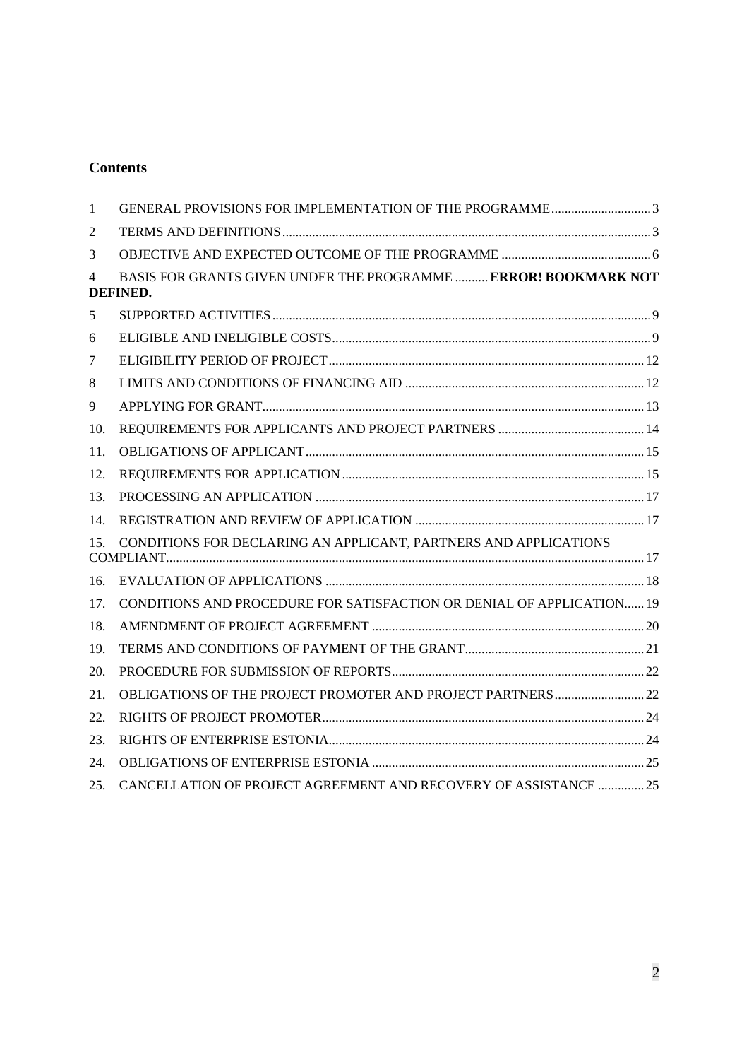## Contents

1 GENERAL PROVISIONS FOR IMPLEMENTATION OF THE PROGRAMME .............................. 3

2 TERMS AND DEFINITIONS .............................. 3

3 OBJECTIVE AND EXPECTED OUTCOME OF THE PROGRAMME .............................. 6

4 BASIS FOR GRANTS GIVEN UNDER THE PROGRAMME .......... **ERROR! BOOKMARK NOT DEFINED.**

5 SUPPORTED ACTIVITIES .............................. 9

6 ELIGIBLE AND INELIGIBLE COSTS .............................. 9

7 ELIGIBILITY PERIOD OF PROJECT .............................. 12

8 LIMITS AND CONDITIONS OF FINANCING AID .............................. 12

9 APPLYING FOR GRANT .............................. 13

10. REQUIREMENTS FOR APPLICANTS AND PROJECT PARTNERS .............................. 14

11. OBLIGATIONS OF APPLICANT .............................. 15

12. REQUIREMENTS FOR APPLICATION .............................. 15

13. PROCESSING AN APPLICATION .............................. 17

14. REGISTRATION AND REVIEW OF APPLICATION .............................. 17

15. CONDITIONS FOR DECLARING AN APPLICANT, PARTNERS AND APPLICATIONS COMPLIANT .............................. 17

16. EVALUATION OF APPLICATIONS .............................. 18

17. CONDITIONS AND PROCEDURE FOR SATISFACTION OR DENIAL OF APPLICATION ...... 19

18. AMENDMENT OF PROJECT AGREEMENT .............................. 20

19. TERMS AND CONDITIONS OF PAYMENT OF THE GRANT .............................. 21

20. PROCEDURE FOR SUBMISSION OF REPORTS .............................. 22

21. OBLIGATIONS OF THE PROJECT PROMOTER AND PROJECT PARTNERS .............................. 22

22. RIGHTS OF PROJECT PROMOTER .............................. 24

23. RIGHTS OF ENTERPRISE ESTONIA .............................. 24

24. OBLIGATIONS OF ENTERPRISE ESTONIA .............................. 25

25. CANCELLATION OF PROJECT AGREEMENT AND RECOVERY OF ASSISTANCE .............. 25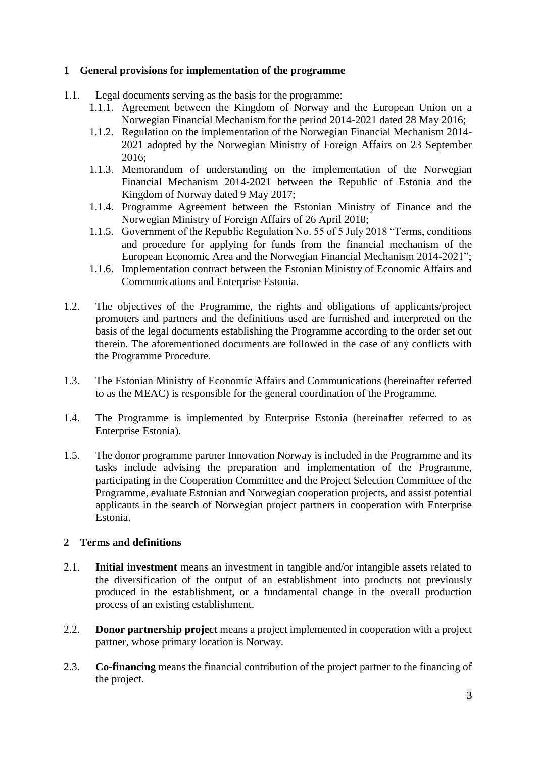## 1 General provisions for implementation of the programme

1.1. Legal documents serving as the basis for the programme:

- 1.1.1. Agreement between the Kingdom of Norway and the European Union on a Norwegian Financial Mechanism for the period 2014-2021 dated 28 May 2016;
- 1.1.2. Regulation on the implementation of the Norwegian Financial Mechanism 2014-2021 adopted by the Norwegian Ministry of Foreign Affairs on 23 September 2016;
- 1.1.3. Memorandum of understanding on the implementation of the Norwegian Financial Mechanism 2014-2021 between the Republic of Estonia and the Kingdom of Norway dated 9 May 2017;
- 1.1.4. Programme Agreement between the Estonian Ministry of Finance and the Norwegian Ministry of Foreign Affairs of 26 April 2018;
- 1.1.5. Government of the Republic Regulation No. 55 of 5 July 2018 "Terms, conditions and procedure for applying for funds from the financial mechanism of the European Economic Area and the Norwegian Financial Mechanism 2014-2021";
- 1.1.6. Implementation contract between the Estonian Ministry of Economic Affairs and Communications and Enterprise Estonia.

1.2. The objectives of the Programme, the rights and obligations of applicants/project promoters and partners and the definitions used are furnished and interpreted on the basis of the legal documents establishing the Programme according to the order set out therein. The aforementioned documents are followed in the case of any conflicts with the Programme Procedure.

1.3. The Estonian Ministry of Economic Affairs and Communications (hereinafter referred to as the MEAC) is responsible for the general coordination of the Programme.

1.4. The Programme is implemented by Enterprise Estonia (hereinafter referred to as Enterprise Estonia).

1.5. The donor programme partner Innovation Norway is included in the Programme and its tasks include advising the preparation and implementation of the Programme, participating in the Cooperation Committee and the Project Selection Committee of the Programme, evaluate Estonian and Norwegian cooperation projects, and assist potential applicants in the search of Norwegian project partners in cooperation with Enterprise Estonia.

## 2 Terms and definitions

2.1. **Initial investment** means an investment in tangible and/or intangible assets related to the diversification of the output of an establishment into products not previously produced in the establishment, or a fundamental change in the overall production process of an existing establishment.

2.2. **Donor partnership project** means a project implemented in cooperation with a project partner, whose primary location is Norway.

2.3. **Co-financing** means the financial contribution of the project partner to the financing of the project.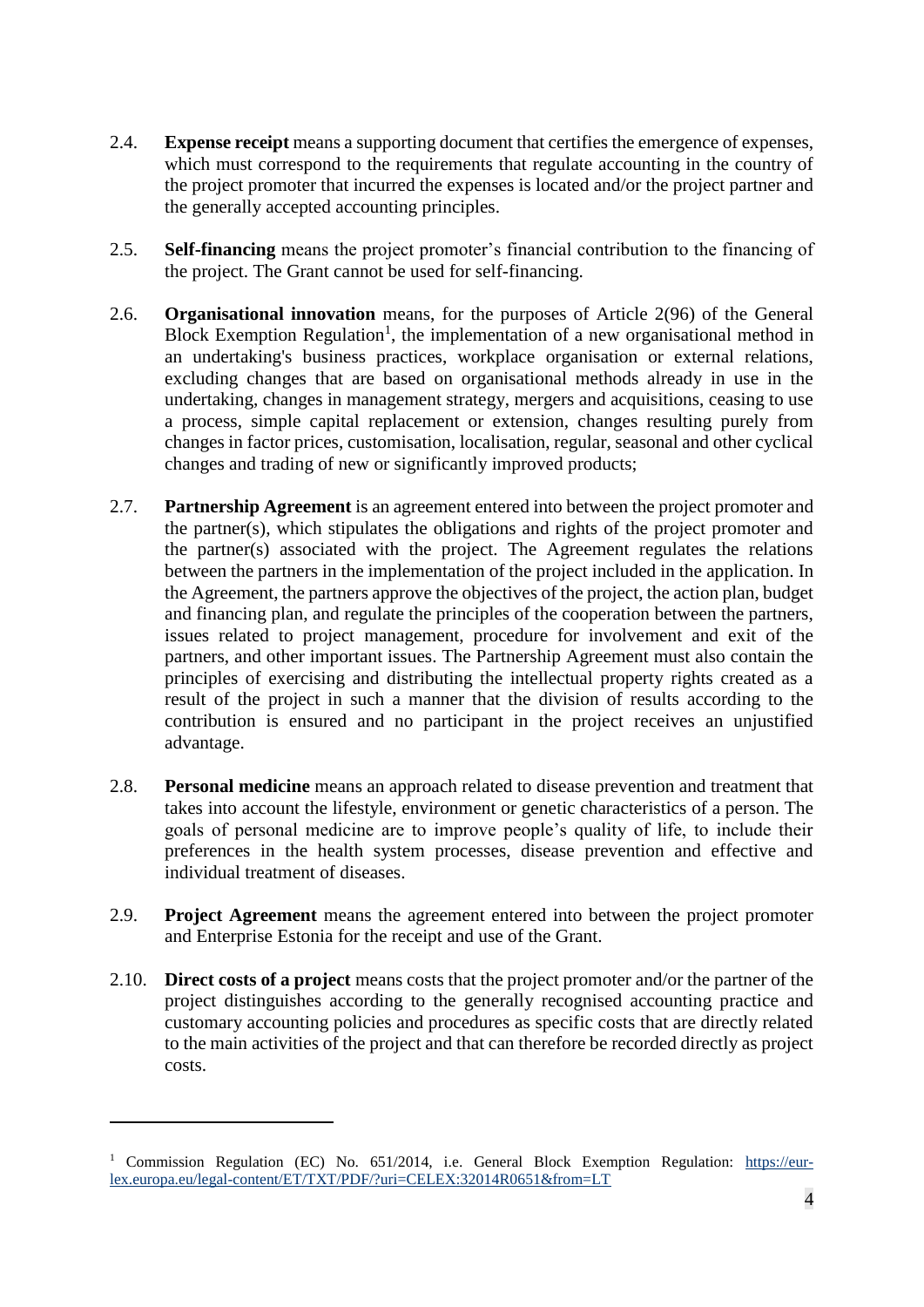2.4. **Expense receipt** means a supporting document that certifies the emergence of expenses, which must correspond to the requirements that regulate accounting in the country of the project promoter that incurred the expenses is located and/or the project partner and the generally accepted accounting principles.

2.5. **Self-financing** means the project promoter's financial contribution to the financing of the project. The Grant cannot be used for self-financing.

2.6. **Organisational innovation** means, for the purposes of Article 2(96) of the General Block Exemption Regulation[1], the implementation of a new organisational method in an undertaking's business practices, workplace organisation or external relations, excluding changes that are based on organisational methods already in use in the undertaking, changes in management strategy, mergers and acquisitions, ceasing to use a process, simple capital replacement or extension, changes resulting purely from changes in factor prices, customisation, localisation, regular, seasonal and other cyclical changes and trading of new or significantly improved products;

2.7. **Partnership Agreement** is an agreement entered into between the project promoter and the partner(s), which stipulates the obligations and rights of the project promoter and the partner(s) associated with the project. The Agreement regulates the relations between the partners in the implementation of the project included in the application. In the Agreement, the partners approve the objectives of the project, the action plan, budget and financing plan, and regulate the principles of the cooperation between the partners, issues related to project management, procedure for involvement and exit of the partners, and other important issues. The Partnership Agreement must also contain the principles of exercising and distributing the intellectual property rights created as a result of the project in such a manner that the division of results according to the contribution is ensured and no participant in the project receives an unjustified advantage.

2.8. **Personal medicine** means an approach related to disease prevention and treatment that takes into account the lifestyle, environment or genetic characteristics of a person. The goals of personal medicine are to improve people's quality of life, to include their preferences in the health system processes, disease prevention and effective and individual treatment of diseases.

2.9. **Project Agreement** means the agreement entered into between the project promoter and Enterprise Estonia for the receipt and use of the Grant.

2.10. **Direct costs of a project** means costs that the project promoter and/or the partner of the project distinguishes according to the generally recognised accounting practice and customary accounting policies and procedures as specific costs that are directly related to the main activities of the project and that can therefore be recorded directly as project costs.

---

[1] Commission Regulation (EC) No. 651/2014, i.e. General Block Exemption Regulation: https://eur-lex.europa.eu/legal-content/ET/TXT/PDF/?uri=CELEX:32014R0651&from=LT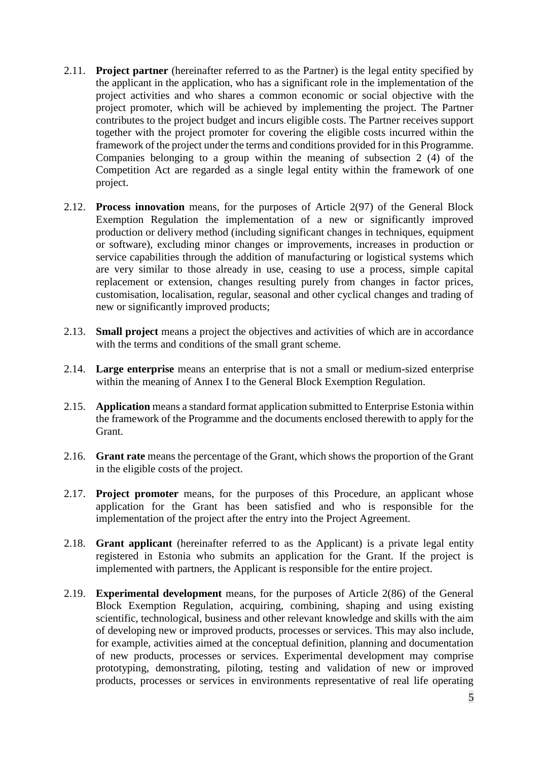2.11. **Project partner** (hereinafter referred to as the Partner) is the legal entity specified by the applicant in the application, who has a significant role in the implementation of the project activities and who shares a common economic or social objective with the project promoter, which will be achieved by implementing the project. The Partner contributes to the project budget and incurs eligible costs. The Partner receives support together with the project promoter for covering the eligible costs incurred within the framework of the project under the terms and conditions provided for in this Programme. Companies belonging to a group within the meaning of subsection 2 (4) of the Competition Act are regarded as a single legal entity within the framework of one project.

2.12. **Process innovation** means, for the purposes of Article 2(97) of the General Block Exemption Regulation the implementation of a new or significantly improved production or delivery method (including significant changes in techniques, equipment or software), excluding minor changes or improvements, increases in production or service capabilities through the addition of manufacturing or logistical systems which are very similar to those already in use, ceasing to use a process, simple capital replacement or extension, changes resulting purely from changes in factor prices, customisation, localisation, regular, seasonal and other cyclical changes and trading of new or significantly improved products;

2.13. **Small project** means a project the objectives and activities of which are in accordance with the terms and conditions of the small grant scheme.

2.14. **Large enterprise** means an enterprise that is not a small or medium-sized enterprise within the meaning of Annex I to the General Block Exemption Regulation.

2.15. **Application** means a standard format application submitted to Enterprise Estonia within the framework of the Programme and the documents enclosed therewith to apply for the Grant.

2.16. **Grant rate** means the percentage of the Grant, which shows the proportion of the Grant in the eligible costs of the project.

2.17. **Project promoter** means, for the purposes of this Procedure, an applicant whose application for the Grant has been satisfied and who is responsible for the implementation of the project after the entry into the Project Agreement.

2.18. **Grant applicant** (hereinafter referred to as the Applicant) is a private legal entity registered in Estonia who submits an application for the Grant. If the project is implemented with partners, the Applicant is responsible for the entire project.

2.19. **Experimental development** means, for the purposes of Article 2(86) of the General Block Exemption Regulation, acquiring, combining, shaping and using existing scientific, technological, business and other relevant knowledge and skills with the aim of developing new or improved products, processes or services. This may also include, for example, activities aimed at the conceptual definition, planning and documentation of new products, processes or services. Experimental development may comprise prototyping, demonstrating, piloting, testing and validation of new or improved products, processes or services in environments representative of real life operating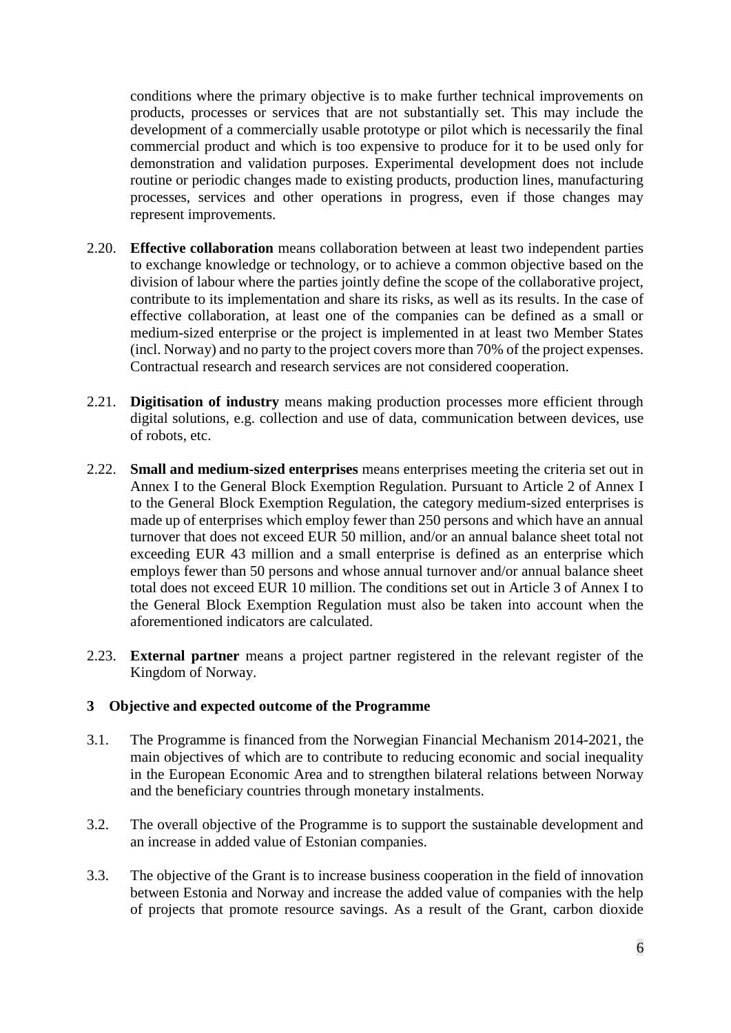conditions where the primary objective is to make further technical improvements on products, processes or services that are not substantially set. This may include the development of a commercially usable prototype or pilot which is necessarily the final commercial product and which is too expensive to produce for it to be used only for demonstration and validation purposes. Experimental development does not include routine or periodic changes made to existing products, production lines, manufacturing processes, services and other operations in progress, even if those changes may represent improvements.

2.20. **Effective collaboration** means collaboration between at least two independent parties to exchange knowledge or technology, or to achieve a common objective based on the division of labour where the parties jointly define the scope of the collaborative project, contribute to its implementation and share its risks, as well as its results. In the case of effective collaboration, at least one of the companies can be defined as a small or medium-sized enterprise or the project is implemented in at least two Member States (incl. Norway) and no party to the project covers more than 70% of the project expenses. Contractual research and research services are not considered cooperation.

2.21. **Digitisation of industry** means making production processes more efficient through digital solutions, e.g. collection and use of data, communication between devices, use of robots, etc.

2.22. **Small and medium-sized enterprises** means enterprises meeting the criteria set out in Annex I to the General Block Exemption Regulation. Pursuant to Article 2 of Annex I to the General Block Exemption Regulation, the category medium-sized enterprises is made up of enterprises which employ fewer than 250 persons and which have an annual turnover that does not exceed EUR 50 million, and/or an annual balance sheet total not exceeding EUR 43 million and a small enterprise is defined as an enterprise which employs fewer than 50 persons and whose annual turnover and/or annual balance sheet total does not exceed EUR 10 million. The conditions set out in Article 3 of Annex I to the General Block Exemption Regulation must also be taken into account when the aforementioned indicators are calculated.

2.23. **External partner** means a project partner registered in the relevant register of the Kingdom of Norway.

## 3 Objective and expected outcome of the Programme

3.1. The Programme is financed from the Norwegian Financial Mechanism 2014-2021, the main objectives of which are to contribute to reducing economic and social inequality in the European Economic Area and to strengthen bilateral relations between Norway and the beneficiary countries through monetary instalments.

3.2. The overall objective of the Programme is to support the sustainable development and an increase in added value of Estonian companies.

3.3. The objective of the Grant is to increase business cooperation in the field of innovation between Estonia and Norway and increase the added value of companies with the help of projects that promote resource savings. As a result of the Grant, carbon dioxide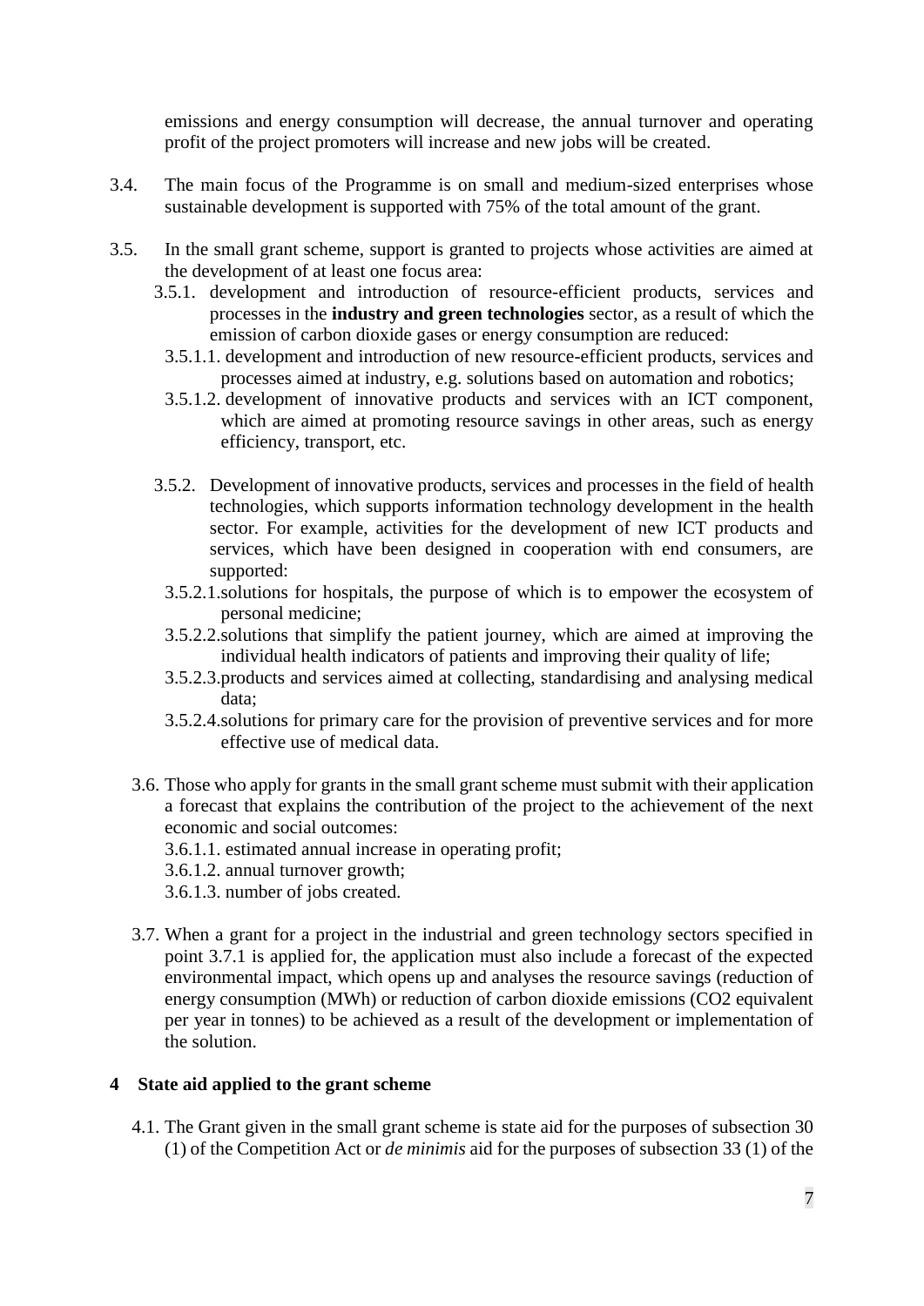emissions and energy consumption will decrease, the annual turnover and operating profit of the project promoters will increase and new jobs will be created.

3.4. The main focus of the Programme is on small and medium-sized enterprises whose sustainable development is supported with 75% of the total amount of the grant.

3.5. In the small grant scheme, support is granted to projects whose activities are aimed at the development of at least one focus area:

3.5.1. development and introduction of resource-efficient products, services and processes in the **industry and green technologies** sector, as a result of which the emission of carbon dioxide gases or energy consumption are reduced:

3.5.1.1. development and introduction of new resource-efficient products, services and processes aimed at industry, e.g. solutions based on automation and robotics;

3.5.1.2. development of innovative products and services with an ICT component, which are aimed at promoting resource savings in other areas, such as energy efficiency, transport, etc.

3.5.2. Development of innovative products, services and processes in the field of health technologies, which supports information technology development in the health sector. For example, activities for the development of new ICT products and services, which have been designed in cooperation with end consumers, are supported:

3.5.2.1. solutions for hospitals, the purpose of which is to empower the ecosystem of personal medicine;

3.5.2.2. solutions that simplify the patient journey, which are aimed at improving the individual health indicators of patients and improving their quality of life;

3.5.2.3. products and services aimed at collecting, standardising and analysing medical data;

3.5.2.4. solutions for primary care for the provision of preventive services and for more effective use of medical data.

3.6. Those who apply for grants in the small grant scheme must submit with their application a forecast that explains the contribution of the project to the achievement of the next economic and social outcomes:

3.6.1.1. estimated annual increase in operating profit;

3.6.1.2. annual turnover growth;

3.6.1.3. number of jobs created.

3.7. When a grant for a project in the industrial and green technology sectors specified in point 3.7.1 is applied for, the application must also include a forecast of the expected environmental impact, which opens up and analyses the resource savings (reduction of energy consumption (MWh) or reduction of carbon dioxide emissions ($CO_2$ equivalent per year in tonnes) to be achieved as a result of the development or implementation of the solution.

## 4 State aid applied to the grant scheme

4.1. The Grant given in the small grant scheme is state aid for the purposes of subsection 30 (1) of the Competition Act or *de minimis* aid for the purposes of subsection 33 (1) of the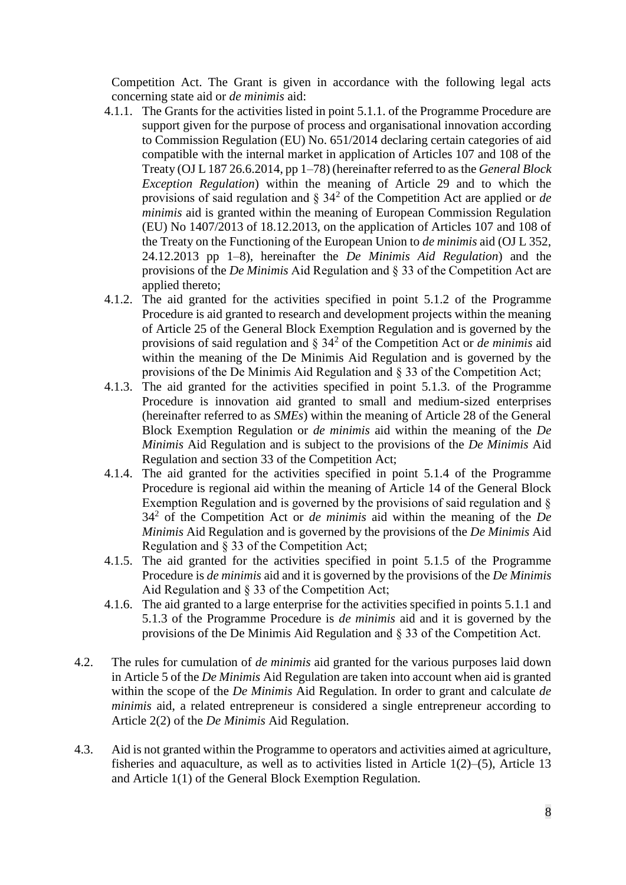Competition Act. The Grant is given in accordance with the following legal acts concerning state aid or *de minimis* aid:

4.1.1. The Grants for the activities listed in point 5.1.1. of the Programme Procedure are support given for the purpose of process and organisational innovation according to Commission Regulation (EU) No. 651/2014 declaring certain categories of aid compatible with the internal market in application of Articles 107 and 108 of the Treaty (OJ L 187 26.6.2014, pp 1–78) (hereinafter referred to as the *General Block Exception Regulation*) within the meaning of Article 29 and to which the provisions of said regulation and § 34[2] of the Competition Act are applied or *de minimis* aid is granted within the meaning of European Commission Regulation (EU) No 1407/2013 of 18.12.2013, on the application of Articles 107 and 108 of the Treaty on the Functioning of the European Union to *de minimis* aid (OJ L 352, 24.12.2013 pp 1–8), hereinafter the *De Minimis Aid Regulation*) and the provisions of the *De Minimis* Aid Regulation and § 33 of the Competition Act are applied thereto;

4.1.2. The aid granted for the activities specified in point 5.1.2 of the Programme Procedure is aid granted to research and development projects within the meaning of Article 25 of the General Block Exemption Regulation and is governed by the provisions of said regulation and § 34[2] of the Competition Act or *de minimis* aid within the meaning of the De Minimis Aid Regulation and is governed by the provisions of the De Minimis Aid Regulation and § 33 of the Competition Act;

4.1.3. The aid granted for the activities specified in point 5.1.3. of the Programme Procedure is innovation aid granted to small and medium-sized enterprises (hereinafter referred to as *SMEs*) within the meaning of Article 28 of the General Block Exemption Regulation or *de minimis* aid within the meaning of the *De Minimis* Aid Regulation and is subject to the provisions of the *De Minimis* Aid Regulation and section 33 of the Competition Act;

4.1.4. The aid granted for the activities specified in point 5.1.4 of the Programme Procedure is regional aid within the meaning of Article 14 of the General Block Exemption Regulation and is governed by the provisions of said regulation and § 34[2] of the Competition Act or *de minimis* aid within the meaning of the *De Minimis* Aid Regulation and is governed by the provisions of the *De Minimis* Aid Regulation and § 33 of the Competition Act;

4.1.5. The aid granted for the activities specified in point 5.1.5 of the Programme Procedure is *de minimis* aid and it is governed by the provisions of the *De Minimis* Aid Regulation and § 33 of the Competition Act;

4.1.6. The aid granted to a large enterprise for the activities specified in points 5.1.1 and 5.1.3 of the Programme Procedure is *de minimis* aid and it is governed by the provisions of the De Minimis Aid Regulation and § 33 of the Competition Act.

4.2. The rules for cumulation of *de minimis* aid granted for the various purposes laid down in Article 5 of the *De Minimis* Aid Regulation are taken into account when aid is granted within the scope of the *De Minimis* Aid Regulation. In order to grant and calculate *de minimis* aid, a related entrepreneur is considered a single entrepreneur according to Article 2(2) of the *De Minimis* Aid Regulation.

4.3. Aid is not granted within the Programme to operators and activities aimed at agriculture, fisheries and aquaculture, as well as to activities listed in Article 1(2)–(5), Article 13 and Article 1(1) of the General Block Exemption Regulation.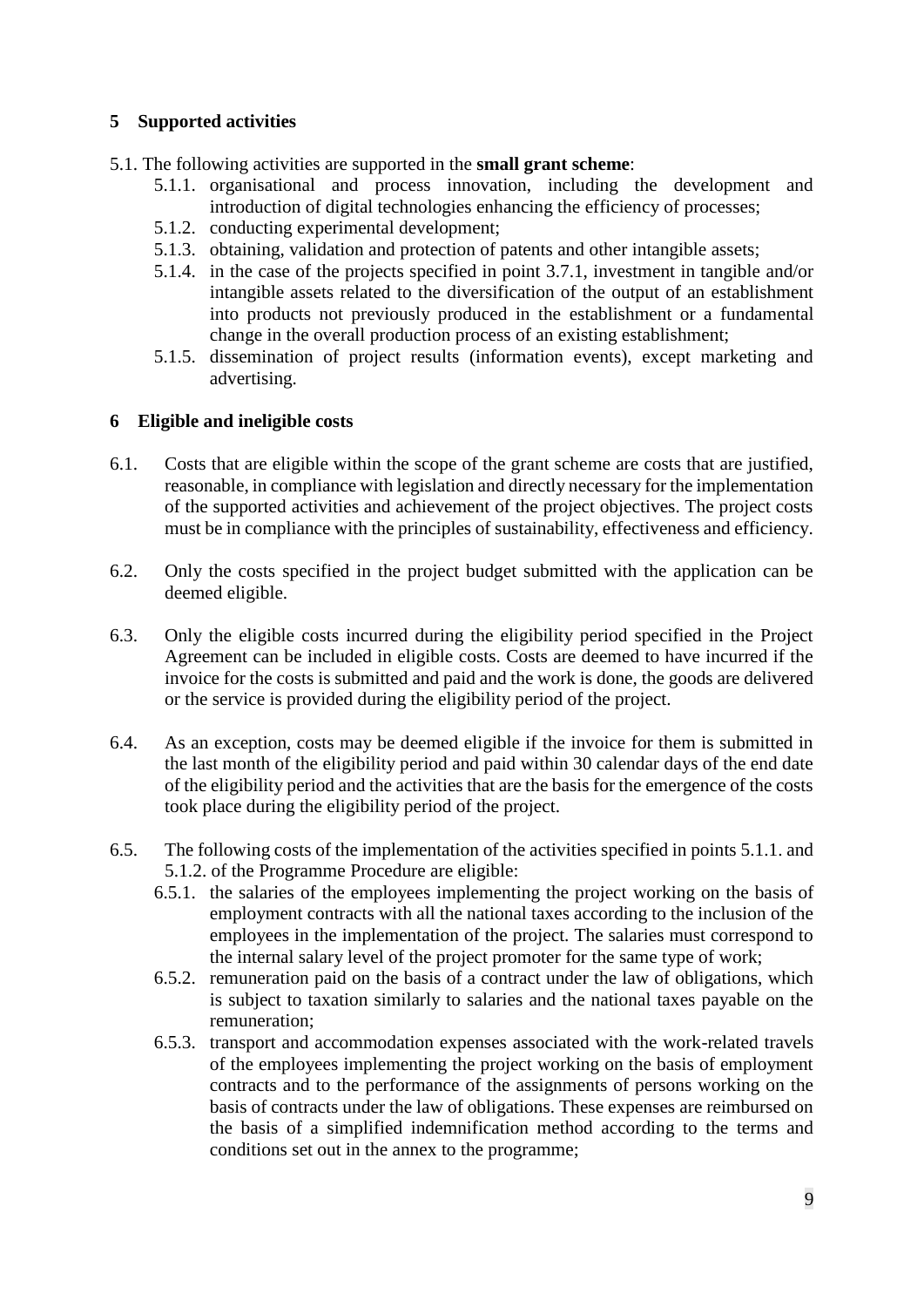## 5 Supported activities

5.1. The following activities are supported in the **small grant scheme**:

- 5.1.1. organisational and process innovation, including the development and introduction of digital technologies enhancing the efficiency of processes;
- 5.1.2. conducting experimental development;
- 5.1.3. obtaining, validation and protection of patents and other intangible assets;
- 5.1.4. in the case of the projects specified in point 3.7.1, investment in tangible and/or intangible assets related to the diversification of the output of an establishment into products not previously produced in the establishment or a fundamental change in the overall production process of an existing establishment;
- 5.1.5. dissemination of project results (information events), except marketing and advertising.

## 6 Eligible and ineligible costs

6.1. Costs that are eligible within the scope of the grant scheme are costs that are justified, reasonable, in compliance with legislation and directly necessary for the implementation of the supported activities and achievement of the project objectives. The project costs must be in compliance with the principles of sustainability, effectiveness and efficiency.

6.2. Only the costs specified in the project budget submitted with the application can be deemed eligible.

6.3. Only the eligible costs incurred during the eligibility period specified in the Project Agreement can be included in eligible costs. Costs are deemed to have incurred if the invoice for the costs is submitted and paid and the work is done, the goods are delivered or the service is provided during the eligibility period of the project.

6.4. As an exception, costs may be deemed eligible if the invoice for them is submitted in the last month of the eligibility period and paid within 30 calendar days of the end date of the eligibility period and the activities that are the basis for the emergence of the costs took place during the eligibility period of the project.

6.5. The following costs of the implementation of the activities specified in points 5.1.1. and 5.1.2. of the Programme Procedure are eligible:

- 6.5.1. the salaries of the employees implementing the project working on the basis of employment contracts with all the national taxes according to the inclusion of the employees in the implementation of the project. The salaries must correspond to the internal salary level of the project promoter for the same type of work;
- 6.5.2. remuneration paid on the basis of a contract under the law of obligations, which is subject to taxation similarly to salaries and the national taxes payable on the remuneration;
- 6.5.3. transport and accommodation expenses associated with the work-related travels of the employees implementing the project working on the basis of employment contracts and to the performance of the assignments of persons working on the basis of contracts under the law of obligations. These expenses are reimbursed on the basis of a simplified indemnification method according to the terms and conditions set out in the annex to the programme;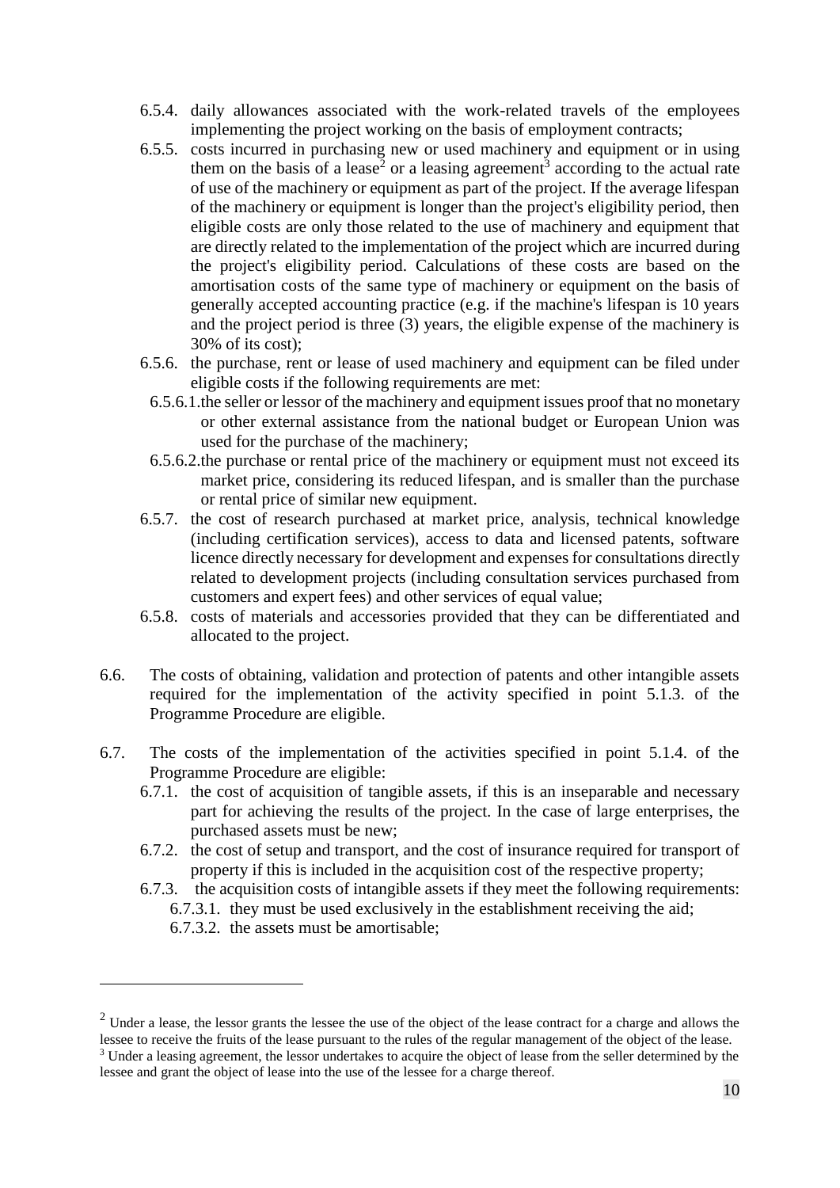6.5.4. daily allowances associated with the work-related travels of the employees implementing the project working on the basis of employment contracts;

6.5.5. costs incurred in purchasing new or used machinery and equipment or in using them on the basis of a lease[2] or a leasing agreement[3] according to the actual rate of use of the machinery or equipment as part of the project. If the average lifespan of the machinery or equipment is longer than the project's eligibility period, then eligible costs are only those related to the use of machinery and equipment that are directly related to the implementation of the project which are incurred during the project's eligibility period. Calculations of these costs are based on the amortisation costs of the same type of machinery or equipment on the basis of generally accepted accounting practice (e.g. if the machine's lifespan is 10 years and the project period is three (3) years, the eligible expense of the machinery is 30% of its cost);

6.5.6. the purchase, rent or lease of used machinery and equipment can be filed under eligible costs if the following requirements are met:

6.5.6.1. the seller or lessor of the machinery and equipment issues proof that no monetary or other external assistance from the national budget or European Union was used for the purchase of the machinery;

6.5.6.2. the purchase or rental price of the machinery or equipment must not exceed its market price, considering its reduced lifespan, and is smaller than the purchase or rental price of similar new equipment.

6.5.7. the cost of research purchased at market price, analysis, technical knowledge (including certification services), access to data and licensed patents, software licence directly necessary for development and expenses for consultations directly related to development projects (including consultation services purchased from customers and expert fees) and other services of equal value;

6.5.8. costs of materials and accessories provided that they can be differentiated and allocated to the project.

6.6. The costs of obtaining, validation and protection of patents and other intangible assets required for the implementation of the activity specified in point 5.1.3. of the Programme Procedure are eligible.

6.7. The costs of the implementation of the activities specified in point 5.1.4. of the Programme Procedure are eligible:

6.7.1. the cost of acquisition of tangible assets, if this is an inseparable and necessary part for achieving the results of the project. In the case of large enterprises, the purchased assets must be new;

6.7.2. the cost of setup and transport, and the cost of insurance required for transport of property if this is included in the acquisition cost of the respective property;

6.7.3. the acquisition costs of intangible assets if they meet the following requirements:

6.7.3.1. they must be used exclusively in the establishment receiving the aid;

6.7.3.2. the assets must be amortisable;

---

[2] Under a lease, the lessor grants the lessee the use of the object of the lease contract for a charge and allows the lessee to receive the fruits of the lease pursuant to the rules of the regular management of the object of the lease.

[3] Under a leasing agreement, the lessor undertakes to acquire the object of lease from the seller determined by the lessee and grant the object of lease into the use of the lessee for a charge thereof.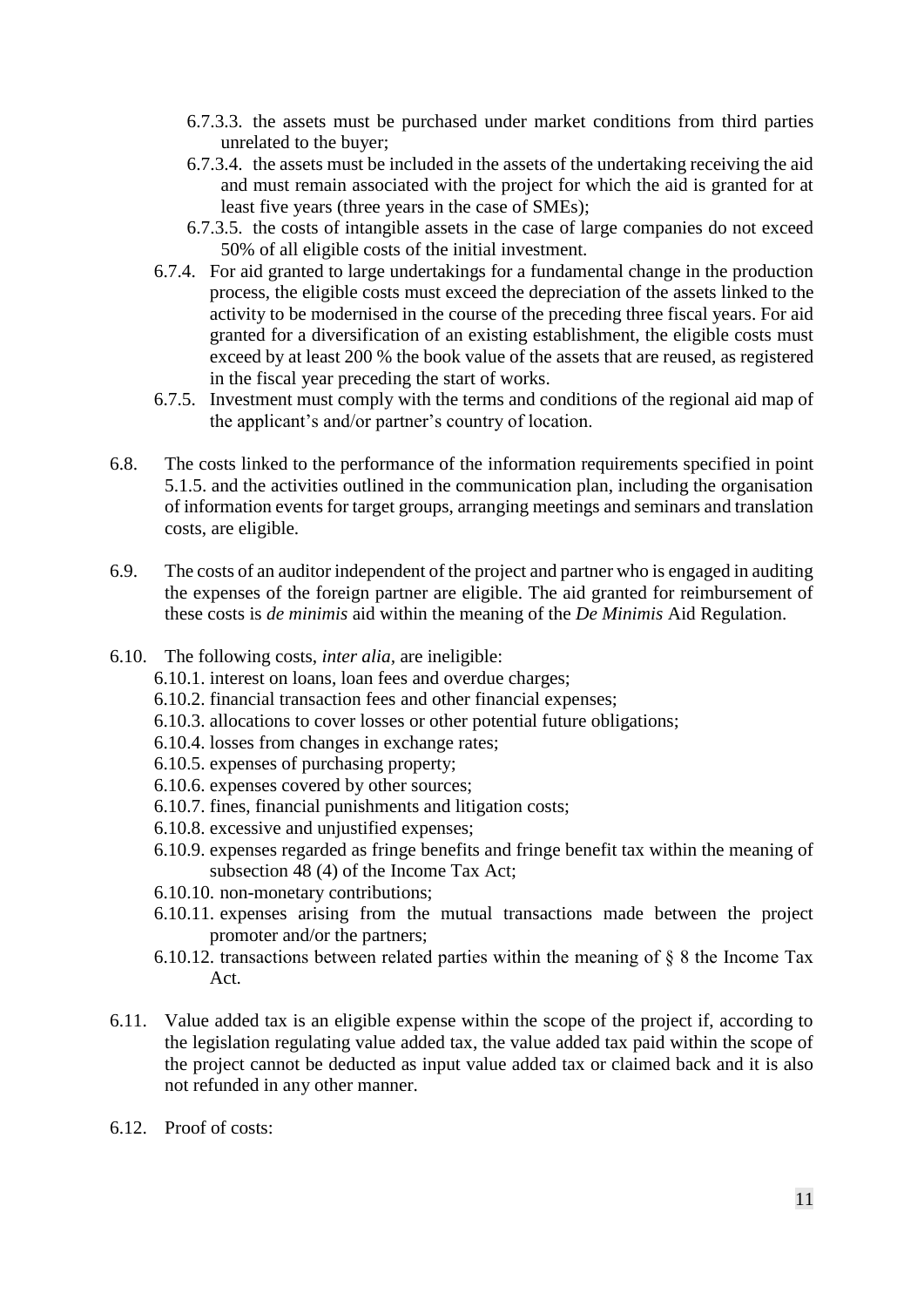- 6.7.3.3. the assets must be purchased under market conditions from third parties unrelated to the buyer;
- 6.7.3.4. the assets must be included in the assets of the undertaking receiving the aid and must remain associated with the project for which the aid is granted for at least five years (three years in the case of SMEs);
- 6.7.3.5. the costs of intangible assets in the case of large companies do not exceed 50% of all eligible costs of the initial investment.

6.7.4. For aid granted to large undertakings for a fundamental change in the production process, the eligible costs must exceed the depreciation of the assets linked to the activity to be modernised in the course of the preceding three fiscal years. For aid granted for a diversification of an existing establishment, the eligible costs must exceed by at least 200 % the book value of the assets that are reused, as registered in the fiscal year preceding the start of works.

6.7.5. Investment must comply with the terms and conditions of the regional aid map of the applicant's and/or partner's country of location.

6.8. The costs linked to the performance of the information requirements specified in point 5.1.5. and the activities outlined in the communication plan, including the organisation of information events for target groups, arranging meetings and seminars and translation costs, are eligible.

6.9. The costs of an auditor independent of the project and partner who is engaged in auditing the expenses of the foreign partner are eligible. The aid granted for reimbursement of these costs is *de minimis* aid within the meaning of the *De Minimis* Aid Regulation.

6.10. The following costs, *inter alia*, are ineligible:

- 6.10.1. interest on loans, loan fees and overdue charges;
- 6.10.2. financial transaction fees and other financial expenses;
- 6.10.3. allocations to cover losses or other potential future obligations;
- 6.10.4. losses from changes in exchange rates;
- 6.10.5. expenses of purchasing property;
- 6.10.6. expenses covered by other sources;
- 6.10.7. fines, financial punishments and litigation costs;
- 6.10.8. excessive and unjustified expenses;
- 6.10.9. expenses regarded as fringe benefits and fringe benefit tax within the meaning of subsection 48 (4) of the Income Tax Act;
- 6.10.10. non-monetary contributions;
- 6.10.11. expenses arising from the mutual transactions made between the project promoter and/or the partners;
- 6.10.12. transactions between related parties within the meaning of § 8 the Income Tax Act.

6.11. Value added tax is an eligible expense within the scope of the project if, according to the legislation regulating value added tax, the value added tax paid within the scope of the project cannot be deducted as input value added tax or claimed back and it is also not refunded in any other manner.

6.12. Proof of costs: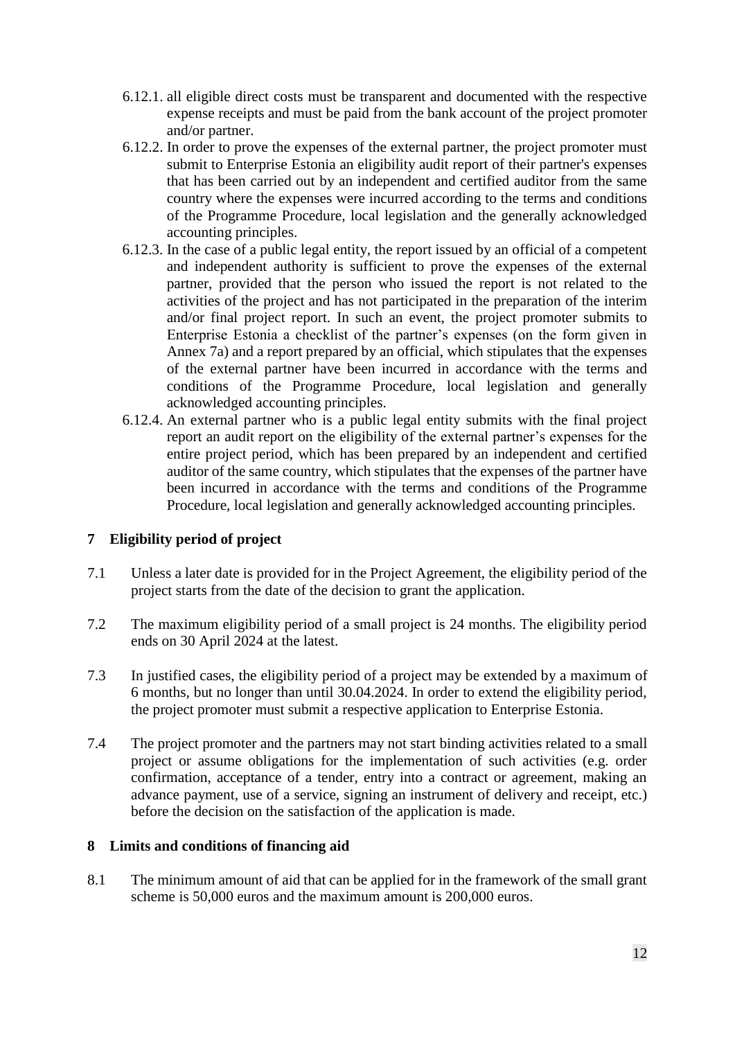6.12.1. all eligible direct costs must be transparent and documented with the respective expense receipts and must be paid from the bank account of the project promoter and/or partner.

6.12.2. In order to prove the expenses of the external partner, the project promoter must submit to Enterprise Estonia an eligibility audit report of their partner's expenses that has been carried out by an independent and certified auditor from the same country where the expenses were incurred according to the terms and conditions of the Programme Procedure, local legislation and the generally acknowledged accounting principles.

6.12.3. In the case of a public legal entity, the report issued by an official of a competent and independent authority is sufficient to prove the expenses of the external partner, provided that the person who issued the report is not related to the activities of the project and has not participated in the preparation of the interim and/or final project report. In such an event, the project promoter submits to Enterprise Estonia a checklist of the partner's expenses (on the form given in Annex 7a) and a report prepared by an official, which stipulates that the expenses of the external partner have been incurred in accordance with the terms and conditions of the Programme Procedure, local legislation and generally acknowledged accounting principles.

6.12.4. An external partner who is a public legal entity submits with the final project report an audit report on the eligibility of the external partner's expenses for the entire project period, which has been prepared by an independent and certified auditor of the same country, which stipulates that the expenses of the partner have been incurred in accordance with the terms and conditions of the Programme Procedure, local legislation and generally acknowledged accounting principles.

## 7 Eligibility period of project

7.1 Unless a later date is provided for in the Project Agreement, the eligibility period of the project starts from the date of the decision to grant the application.

7.2 The maximum eligibility period of a small project is 24 months. The eligibility period ends on 30 April 2024 at the latest.

7.3 In justified cases, the eligibility period of a project may be extended by a maximum of 6 months, but no longer than until 30.04.2024. In order to extend the eligibility period, the project promoter must submit a respective application to Enterprise Estonia.

7.4 The project promoter and the partners may not start binding activities related to a small project or assume obligations for the implementation of such activities (e.g. order confirmation, acceptance of a tender, entry into a contract or agreement, making an advance payment, use of a service, signing an instrument of delivery and receipt, etc.) before the decision on the satisfaction of the application is made.

## 8 Limits and conditions of financing aid

8.1 The minimum amount of aid that can be applied for in the framework of the small grant scheme is 50,000 euros and the maximum amount is 200,000 euros.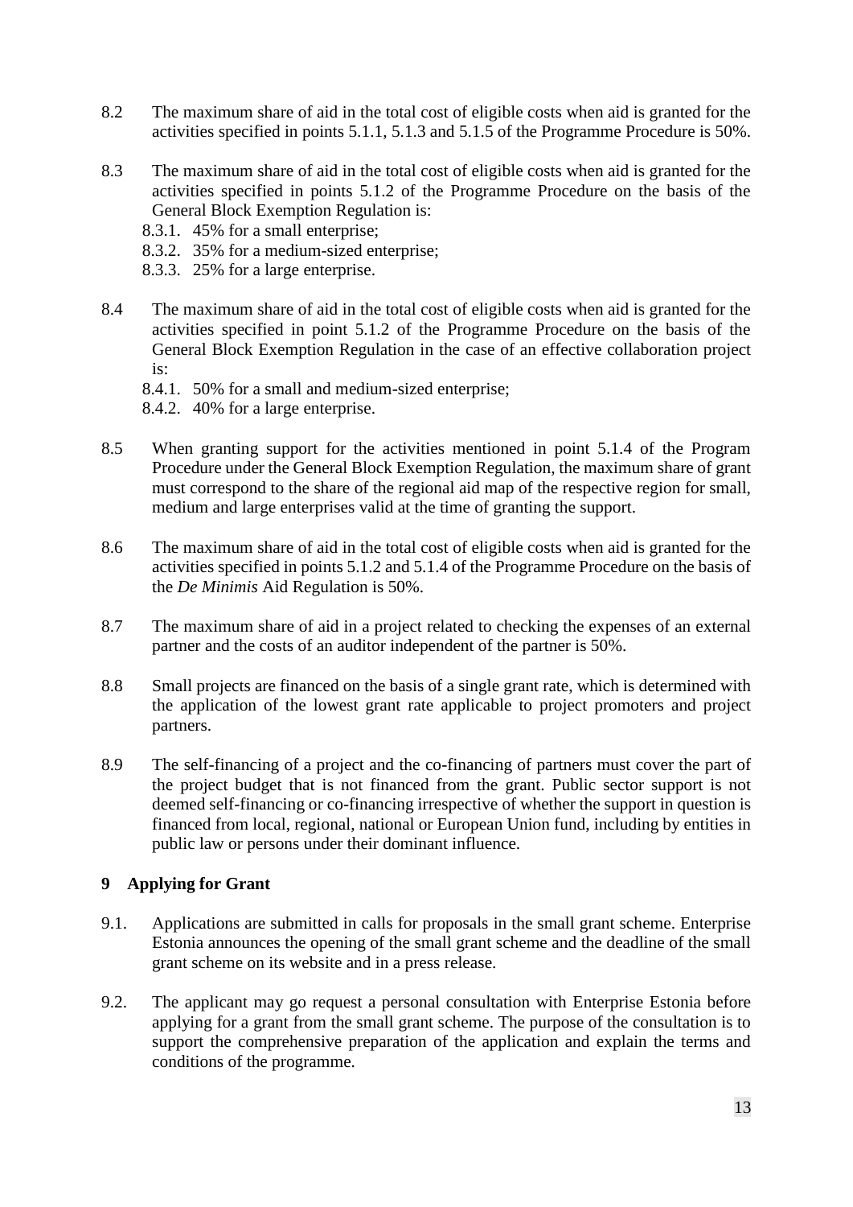8.2 The maximum share of aid in the total cost of eligible costs when aid is granted for the activities specified in points 5.1.1, 5.1.3 and 5.1.5 of the Programme Procedure is 50%.

8.3 The maximum share of aid in the total cost of eligible costs when aid is granted for the activities specified in points 5.1.2 of the Programme Procedure on the basis of the General Block Exemption Regulation is:

- 8.3.1. 45% for a small enterprise;
- 8.3.2. 35% for a medium-sized enterprise;
- 8.3.3. 25% for a large enterprise.

8.4 The maximum share of aid in the total cost of eligible costs when aid is granted for the activities specified in point 5.1.2 of the Programme Procedure on the basis of the General Block Exemption Regulation in the case of an effective collaboration project is:

- 8.4.1. 50% for a small and medium-sized enterprise;
- 8.4.2. 40% for a large enterprise.

8.5 When granting support for the activities mentioned in point 5.1.4 of the Program Procedure under the General Block Exemption Regulation, the maximum share of grant must correspond to the share of the regional aid map of the respective region for small, medium and large enterprises valid at the time of granting the support.

8.6 The maximum share of aid in the total cost of eligible costs when aid is granted for the activities specified in points 5.1.2 and 5.1.4 of the Programme Procedure on the basis of the *De Minimis* Aid Regulation is 50%.

8.7 The maximum share of aid in a project related to checking the expenses of an external partner and the costs of an auditor independent of the partner is 50%.

8.8 Small projects are financed on the basis of a single grant rate, which is determined with the application of the lowest grant rate applicable to project promoters and project partners.

8.9 The self-financing of a project and the co-financing of partners must cover the part of the project budget that is not financed from the grant. Public sector support is not deemed self-financing or co-financing irrespective of whether the support in question is financed from local, regional, national or European Union fund, including by entities in public law or persons under their dominant influence.

## 9 Applying for Grant

9.1. Applications are submitted in calls for proposals in the small grant scheme. Enterprise Estonia announces the opening of the small grant scheme and the deadline of the small grant scheme on its website and in a press release.

9.2. The applicant may go request a personal consultation with Enterprise Estonia before applying for a grant from the small grant scheme. The purpose of the consultation is to support the comprehensive preparation of the application and explain the terms and conditions of the programme.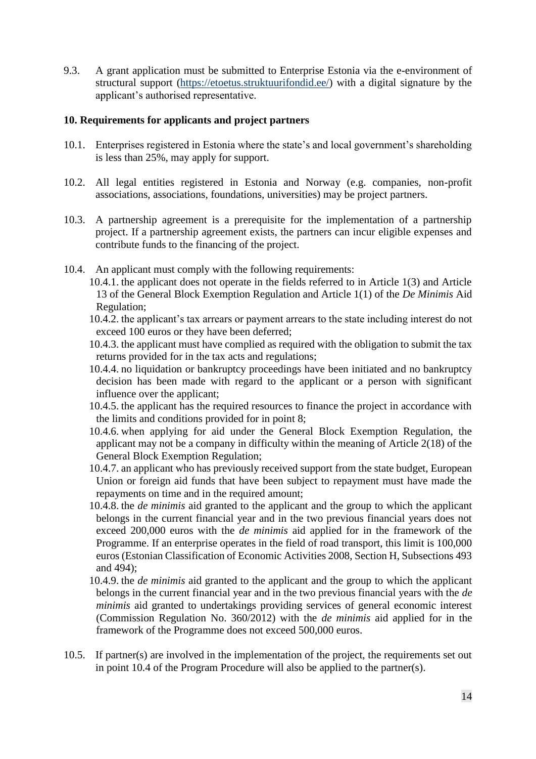9.3. A grant application must be submitted to Enterprise Estonia via the e-environment of structural support (https://etoetus.struktuurifondid.ee/) with a digital signature by the applicant's authorised representative.

## 10. Requirements for applicants and project partners

10.1. Enterprises registered in Estonia where the state's and local government's shareholding is less than 25%, may apply for support.

10.2. All legal entities registered in Estonia and Norway (e.g. companies, non-profit associations, associations, foundations, universities) may be project partners.

10.3. A partnership agreement is a prerequisite for the implementation of a partnership project. If a partnership agreement exists, the partners can incur eligible expenses and contribute funds to the financing of the project.

10.4. An applicant must comply with the following requirements:

- 10.4.1. the applicant does not operate in the fields referred to in Article 1(3) and Article 13 of the General Block Exemption Regulation and Article 1(1) of the *De Minimis* Aid Regulation;
- 10.4.2. the applicant's tax arrears or payment arrears to the state including interest do not exceed 100 euros or they have been deferred;
- 10.4.3. the applicant must have complied as required with the obligation to submit the tax returns provided for in the tax acts and regulations;
- 10.4.4. no liquidation or bankruptcy proceedings have been initiated and no bankruptcy decision has been made with regard to the applicant or a person with significant influence over the applicant;
- 10.4.5. the applicant has the required resources to finance the project in accordance with the limits and conditions provided for in point 8;
- 10.4.6. when applying for aid under the General Block Exemption Regulation, the applicant may not be a company in difficulty within the meaning of Article 2(18) of the General Block Exemption Regulation;
- 10.4.7. an applicant who has previously received support from the state budget, European Union or foreign aid funds that have been subject to repayment must have made the repayments on time and in the required amount;
- 10.4.8. the *de minimis* aid granted to the applicant and the group to which the applicant belongs in the current financial year and in the two previous financial years does not exceed 200,000 euros with the *de minimis* aid applied for in the framework of the Programme. If an enterprise operates in the field of road transport, this limit is 100,000 euros (Estonian Classification of Economic Activities 2008, Section H, Subsections 493 and 494);
- 10.4.9. the *de minimis* aid granted to the applicant and the group to which the applicant belongs in the current financial year and in the two previous financial years with the *de minimis* aid granted to undertakings providing services of general economic interest (Commission Regulation No. 360/2012) with the *de minimis* aid applied for in the framework of the Programme does not exceed 500,000 euros.

10.5. If partner(s) are involved in the implementation of the project, the requirements set out in point 10.4 of the Program Procedure will also be applied to the partner(s).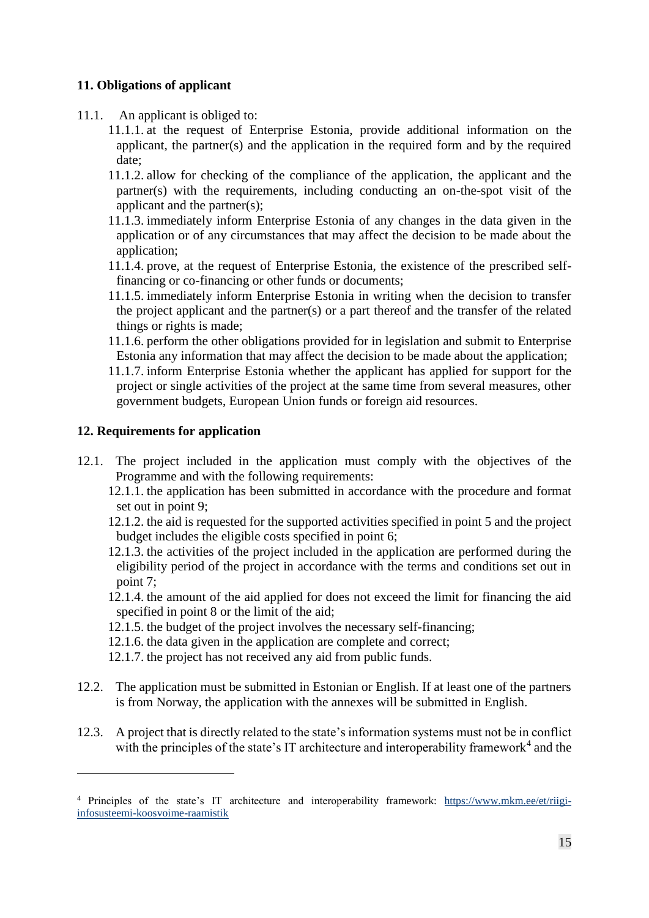## 11. Obligations of applicant

11.1. An applicant is obliged to:

- 11.1.1. at the request of Enterprise Estonia, provide additional information on the applicant, the partner(s) and the application in the required form and by the required date;
- 11.1.2. allow for checking of the compliance of the application, the applicant and the partner(s) with the requirements, including conducting an on-the-spot visit of the applicant and the partner(s);
- 11.1.3. immediately inform Enterprise Estonia of any changes in the data given in the application or of any circumstances that may affect the decision to be made about the application;
- 11.1.4. prove, at the request of Enterprise Estonia, the existence of the prescribed self-financing or co-financing or other funds or documents;
- 11.1.5. immediately inform Enterprise Estonia in writing when the decision to transfer the project applicant and the partner(s) or a part thereof and the transfer of the related things or rights is made;
- 11.1.6. perform the other obligations provided for in legislation and submit to Enterprise Estonia any information that may affect the decision to be made about the application;
- 11.1.7. inform Enterprise Estonia whether the applicant has applied for support for the project or single activities of the project at the same time from several measures, other government budgets, European Union funds or foreign aid resources.

## 12. Requirements for application

12.1. The project included in the application must comply with the objectives of the Programme and with the following requirements:

- 12.1.1. the application has been submitted in accordance with the procedure and format set out in point 9;
- 12.1.2. the aid is requested for the supported activities specified in point 5 and the project budget includes the eligible costs specified in point 6;
- 12.1.3. the activities of the project included in the application are performed during the eligibility period of the project in accordance with the terms and conditions set out in point 7;
- 12.1.4. the amount of the aid applied for does not exceed the limit for financing the aid specified in point 8 or the limit of the aid;
- 12.1.5. the budget of the project involves the necessary self-financing;
- 12.1.6. the data given in the application are complete and correct;
- 12.1.7. the project has not received any aid from public funds.

12.2. The application must be submitted in Estonian or English. If at least one of the partners is from Norway, the application with the annexes will be submitted in English.

12.3. A project that is directly related to the state's information systems must not be in conflict with the principles of the state's IT architecture and interoperability framework[4] and the

[4] Principles of the state's IT architecture and interoperability framework: https://www.mkm.ee/et/riigi-infosusteemi-koosvoime-raamistik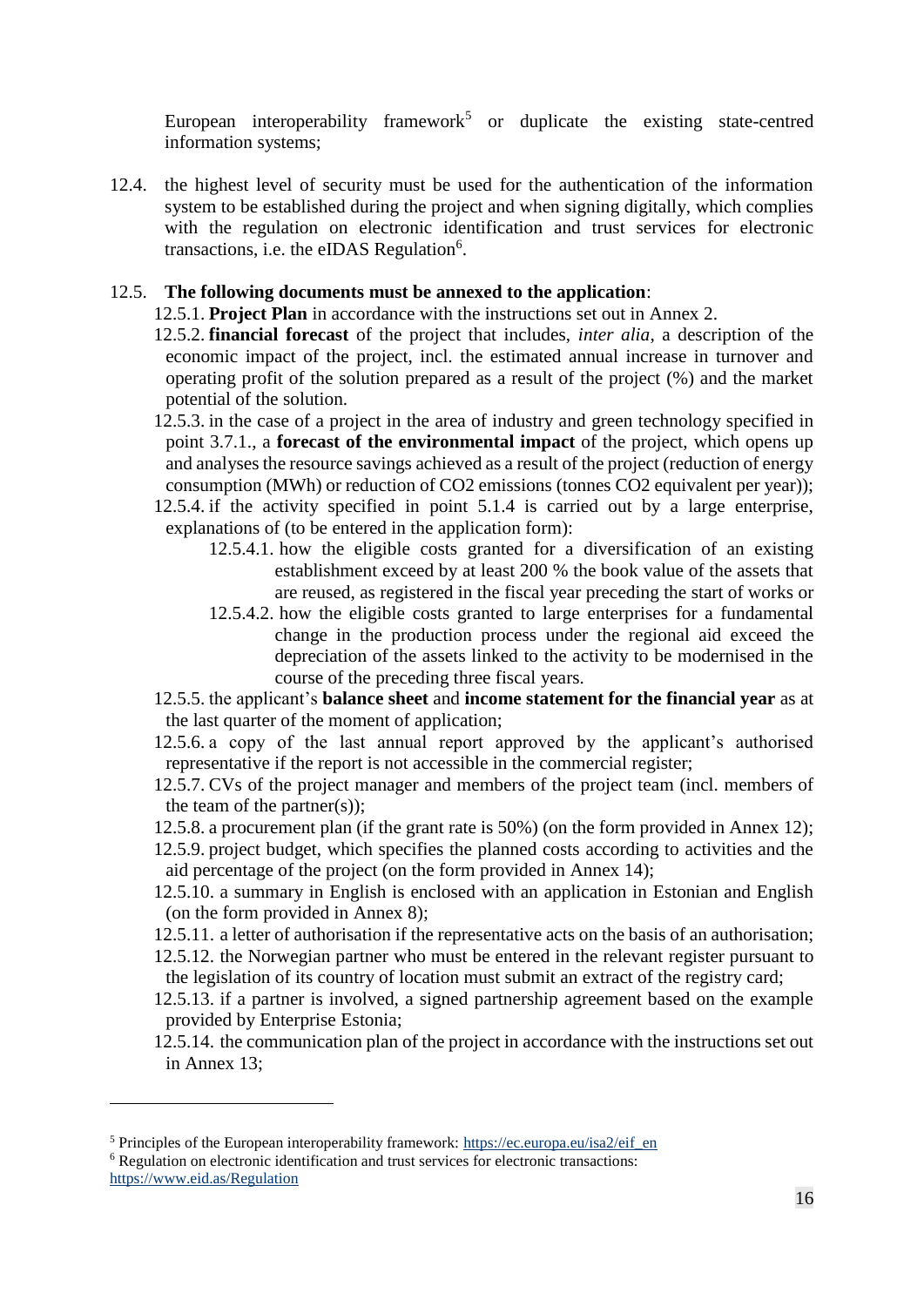European interoperability framework[5] or duplicate the existing state-centred information systems;

12.4. the highest level of security must be used for the authentication of the information system to be established during the project and when signing digitally, which complies with the regulation on electronic identification and trust services for electronic transactions, i.e. the eIDAS Regulation[6].

12.5. **The following documents must be annexed to the application**:

- 12.5.1. **Project Plan** in accordance with the instructions set out in Annex 2.
- 12.5.2. **financial forecast** of the project that includes, *inter alia*, a description of the economic impact of the project, incl. the estimated annual increase in turnover and operating profit of the solution prepared as a result of the project (%) and the market potential of the solution.
- 12.5.3. in the case of a project in the area of industry and green technology specified in point 3.7.1., a **forecast of the environmental impact** of the project, which opens up and analyses the resource savings achieved as a result of the project (reduction of energy consumption (MWh) or reduction of $CO_2$ emissions (tonnes $CO_2$ equivalent per year));
- 12.5.4. if the activity specified in point 5.1.4 is carried out by a large enterprise, explanations of (to be entered in the application form):
  - 12.5.4.1. how the eligible costs granted for a diversification of an existing establishment exceed by at least 200 % the book value of the assets that are reused, as registered in the fiscal year preceding the start of works or
  - 12.5.4.2. how the eligible costs granted to large enterprises for a fundamental change in the production process under the regional aid exceed the depreciation of the assets linked to the activity to be modernised in the course of the preceding three fiscal years.
- 12.5.5. the applicant's **balance sheet** and **income statement for the financial year** as at the last quarter of the moment of application;
- 12.5.6. a copy of the last annual report approved by the applicant's authorised representative if the report is not accessible in the commercial register;
- 12.5.7. CVs of the project manager and members of the project team (incl. members of the team of the partner(s));
- 12.5.8. a procurement plan (if the grant rate is 50%) (on the form provided in Annex 12);
- 12.5.9. project budget, which specifies the planned costs according to activities and the aid percentage of the project (on the form provided in Annex 14);
- 12.5.10. a summary in English is enclosed with an application in Estonian and English (on the form provided in Annex 8);
- 12.5.11. a letter of authorisation if the representative acts on the basis of an authorisation;
- 12.5.12. the Norwegian partner who must be entered in the relevant register pursuant to the legislation of its country of location must submit an extract of the registry card;
- 12.5.13. if a partner is involved, a signed partnership agreement based on the example provided by Enterprise Estonia;
- 12.5.14. the communication plan of the project in accordance with the instructions set out in Annex 13;

---

[5] Principles of the European interoperability framework: https://ec.europa.eu/isa2/eif_en

[6] Regulation on electronic identification and trust services for electronic transactions: https://www.eid.as/Regulation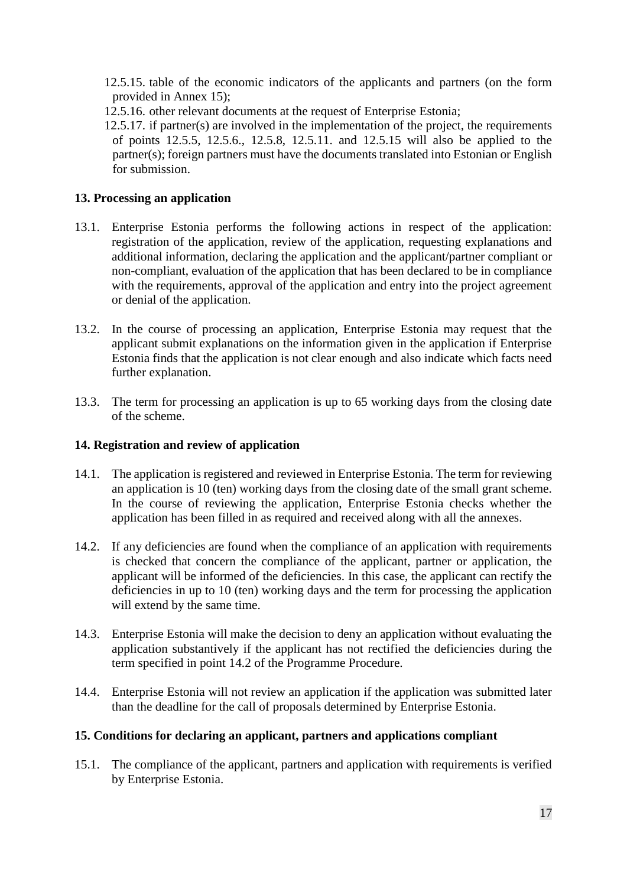12.5.15. table of the economic indicators of the applicants and partners (on the form provided in Annex 15);

12.5.16. other relevant documents at the request of Enterprise Estonia;

12.5.17. if partner(s) are involved in the implementation of the project, the requirements of points 12.5.5, 12.5.6., 12.5.8, 12.5.11. and 12.5.15 will also be applied to the partner(s); foreign partners must have the documents translated into Estonian or English for submission.

**13. Processing an application**

13.1. Enterprise Estonia performs the following actions in respect of the application: registration of the application, review of the application, requesting explanations and additional information, declaring the application and the applicant/partner compliant or non-compliant, evaluation of the application that has been declared to be in compliance with the requirements, approval of the application and entry into the project agreement or denial of the application.

13.2. In the course of processing an application, Enterprise Estonia may request that the applicant submit explanations on the information given in the application if Enterprise Estonia finds that the application is not clear enough and also indicate which facts need further explanation.

13.3. The term for processing an application is up to 65 working days from the closing date of the scheme.

**14. Registration and review of application**

14.1. The application is registered and reviewed in Enterprise Estonia. The term for reviewing an application is 10 (ten) working days from the closing date of the small grant scheme. In the course of reviewing the application, Enterprise Estonia checks whether the application has been filled in as required and received along with all the annexes.

14.2. If any deficiencies are found when the compliance of an application with requirements is checked that concern the compliance of the applicant, partner or application, the applicant will be informed of the deficiencies. In this case, the applicant can rectify the deficiencies in up to 10 (ten) working days and the term for processing the application will extend by the same time.

14.3. Enterprise Estonia will make the decision to deny an application without evaluating the application substantively if the applicant has not rectified the deficiencies during the term specified in point 14.2 of the Programme Procedure.

14.4. Enterprise Estonia will not review an application if the application was submitted later than the deadline for the call of proposals determined by Enterprise Estonia.

**15. Conditions for declaring an applicant, partners and applications compliant**

15.1. The compliance of the applicant, partners and application with requirements is verified by Enterprise Estonia.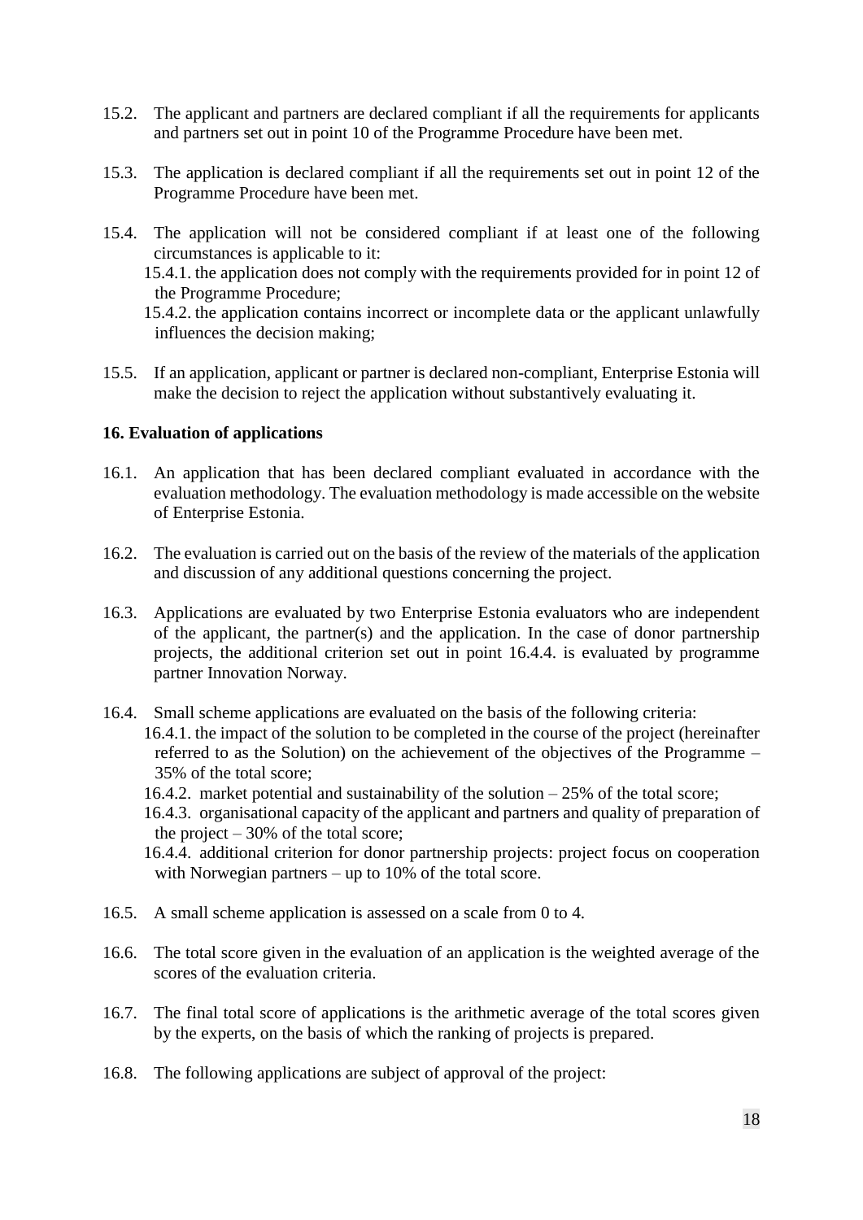15.2. The applicant and partners are declared compliant if all the requirements for applicants and partners set out in point 10 of the Programme Procedure have been met.

15.3. The application is declared compliant if all the requirements set out in point 12 of the Programme Procedure have been met.

15.4. The application will not be considered compliant if at least one of the following circumstances is applicable to it:

15.4.1. the application does not comply with the requirements provided for in point 12 of the Programme Procedure;

15.4.2. the application contains incorrect or incomplete data or the applicant unlawfully influences the decision making;

15.5. If an application, applicant or partner is declared non-compliant, Enterprise Estonia will make the decision to reject the application without substantively evaluating it.

**16. Evaluation of applications**

16.1. An application that has been declared compliant evaluated in accordance with the evaluation methodology. The evaluation methodology is made accessible on the website of Enterprise Estonia.

16.2. The evaluation is carried out on the basis of the review of the materials of the application and discussion of any additional questions concerning the project.

16.3. Applications are evaluated by two Enterprise Estonia evaluators who are independent of the applicant, the partner(s) and the application. In the case of donor partnership projects, the additional criterion set out in point 16.4.4. is evaluated by programme partner Innovation Norway.

16.4. Small scheme applications are evaluated on the basis of the following criteria:

16.4.1. the impact of the solution to be completed in the course of the project (hereinafter referred to as the Solution) on the achievement of the objectives of the Programme – 35% of the total score;

16.4.2. market potential and sustainability of the solution – 25% of the total score;

16.4.3. organisational capacity of the applicant and partners and quality of preparation of the project – 30% of the total score;

16.4.4. additional criterion for donor partnership projects: project focus on cooperation with Norwegian partners – up to 10% of the total score.

16.5. A small scheme application is assessed on a scale from 0 to 4.

16.6. The total score given in the evaluation of an application is the weighted average of the scores of the evaluation criteria.

16.7. The final total score of applications is the arithmetic average of the total scores given by the experts, on the basis of which the ranking of projects is prepared.

16.8. The following applications are subject of approval of the project: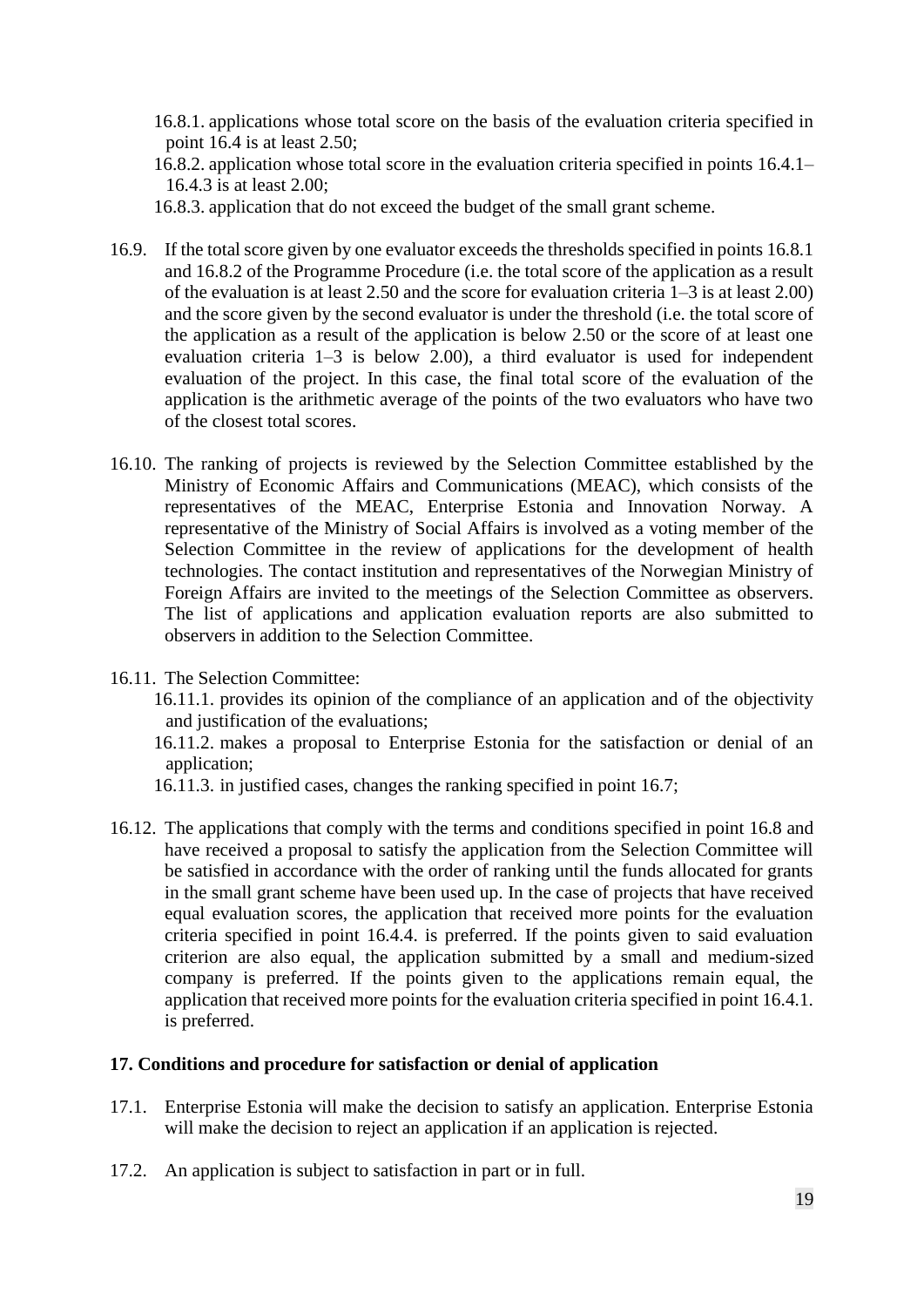16.8.1. applications whose total score on the basis of the evaluation criteria specified in point 16.4 is at least 2.50;

16.8.2. application whose total score in the evaluation criteria specified in points 16.4.1–16.4.3 is at least 2.00;

16.8.3. application that do not exceed the budget of the small grant scheme.

16.9. If the total score given by one evaluator exceeds the thresholds specified in points 16.8.1 and 16.8.2 of the Programme Procedure (i.e. the total score of the application as a result of the evaluation is at least 2.50 and the score for evaluation criteria 1–3 is at least 2.00) and the score given by the second evaluator is under the threshold (i.e. the total score of the application as a result of the application is below 2.50 or the score of at least one evaluation criteria 1–3 is below 2.00), a third evaluator is used for independent evaluation of the project. In this case, the final total score of the evaluation of the application is the arithmetic average of the points of the two evaluators who have two of the closest total scores.

16.10. The ranking of projects is reviewed by the Selection Committee established by the Ministry of Economic Affairs and Communications (MEAC), which consists of the representatives of the MEAC, Enterprise Estonia and Innovation Norway. A representative of the Ministry of Social Affairs is involved as a voting member of the Selection Committee in the review of applications for the development of health technologies. The contact institution and representatives of the Norwegian Ministry of Foreign Affairs are invited to the meetings of the Selection Committee as observers. The list of applications and application evaluation reports are also submitted to observers in addition to the Selection Committee.

16.11. The Selection Committee:

16.11.1. provides its opinion of the compliance of an application and of the objectivity and justification of the evaluations;

16.11.2. makes a proposal to Enterprise Estonia for the satisfaction or denial of an application;

16.11.3. in justified cases, changes the ranking specified in point 16.7;

16.12. The applications that comply with the terms and conditions specified in point 16.8 and have received a proposal to satisfy the application from the Selection Committee will be satisfied in accordance with the order of ranking until the funds allocated for grants in the small grant scheme have been used up. In the case of projects that have received equal evaluation scores, the application that received more points for the evaluation criteria specified in point 16.4.4. is preferred. If the points given to said evaluation criterion are also equal, the application submitted by a small and medium-sized company is preferred. If the points given to the applications remain equal, the application that received more points for the evaluation criteria specified in point 16.4.1. is preferred.

## 17. Conditions and procedure for satisfaction or denial of application

17.1. Enterprise Estonia will make the decision to satisfy an application. Enterprise Estonia will make the decision to reject an application if an application is rejected.

17.2. An application is subject to satisfaction in part or in full.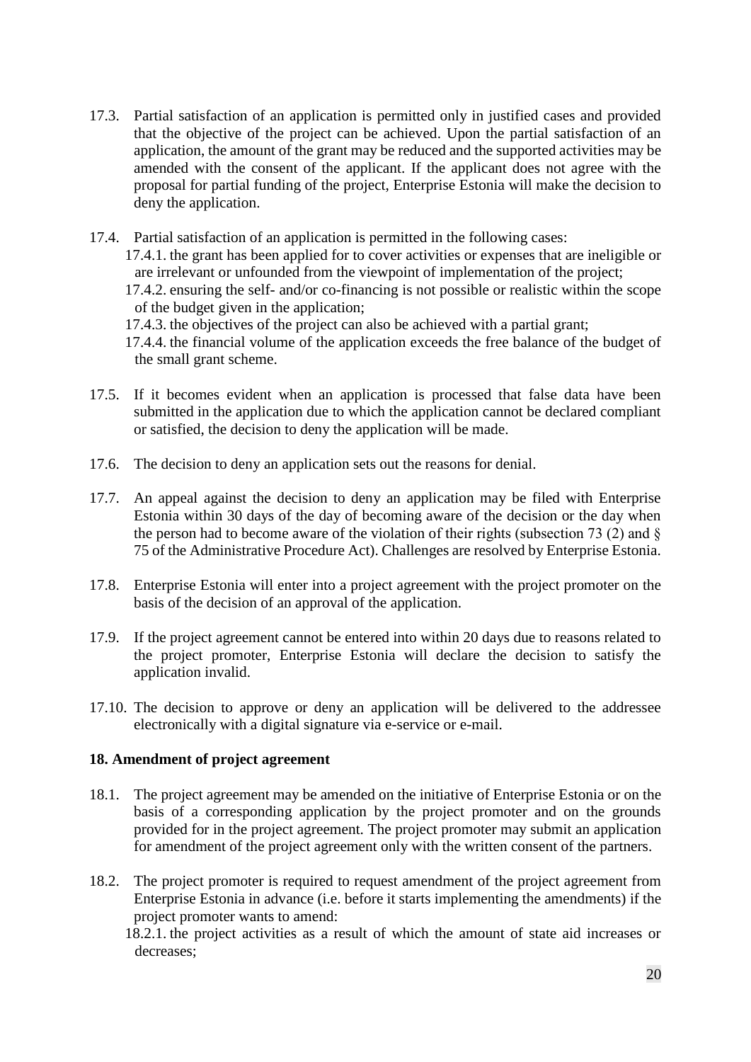17.3. Partial satisfaction of an application is permitted only in justified cases and provided that the objective of the project can be achieved. Upon the partial satisfaction of an application, the amount of the grant may be reduced and the supported activities may be amended with the consent of the applicant. If the applicant does not agree with the proposal for partial funding of the project, Enterprise Estonia will make the decision to deny the application.

17.4. Partial satisfaction of an application is permitted in the following cases:

- 17.4.1. the grant has been applied for to cover activities or expenses that are ineligible or are irrelevant or unfounded from the viewpoint of implementation of the project;
- 17.4.2. ensuring the self- and/or co-financing is not possible or realistic within the scope of the budget given in the application;
- 17.4.3. the objectives of the project can also be achieved with a partial grant;
- 17.4.4. the financial volume of the application exceeds the free balance of the budget of the small grant scheme.

17.5. If it becomes evident when an application is processed that false data have been submitted in the application due to which the application cannot be declared compliant or satisfied, the decision to deny the application will be made.

17.6. The decision to deny an application sets out the reasons for denial.

17.7. An appeal against the decision to deny an application may be filed with Enterprise Estonia within 30 days of the day of becoming aware of the decision or the day when the person had to become aware of the violation of their rights (subsection 73 (2) and § 75 of the Administrative Procedure Act). Challenges are resolved by Enterprise Estonia.

17.8. Enterprise Estonia will enter into a project agreement with the project promoter on the basis of the decision of an approval of the application.

17.9. If the project agreement cannot be entered into within 20 days due to reasons related to the project promoter, Enterprise Estonia will declare the decision to satisfy the application invalid.

17.10. The decision to approve or deny an application will be delivered to the addressee electronically with a digital signature via e-service or e-mail.

**18. Amendment of project agreement**

18.1. The project agreement may be amended on the initiative of Enterprise Estonia or on the basis of a corresponding application by the project promoter and on the grounds provided for in the project agreement. The project promoter may submit an application for amendment of the project agreement only with the written consent of the partners.

18.2. The project promoter is required to request amendment of the project agreement from Enterprise Estonia in advance (i.e. before it starts implementing the amendments) if the project promoter wants to amend:

- 18.2.1. the project activities as a result of which the amount of state aid increases or decreases;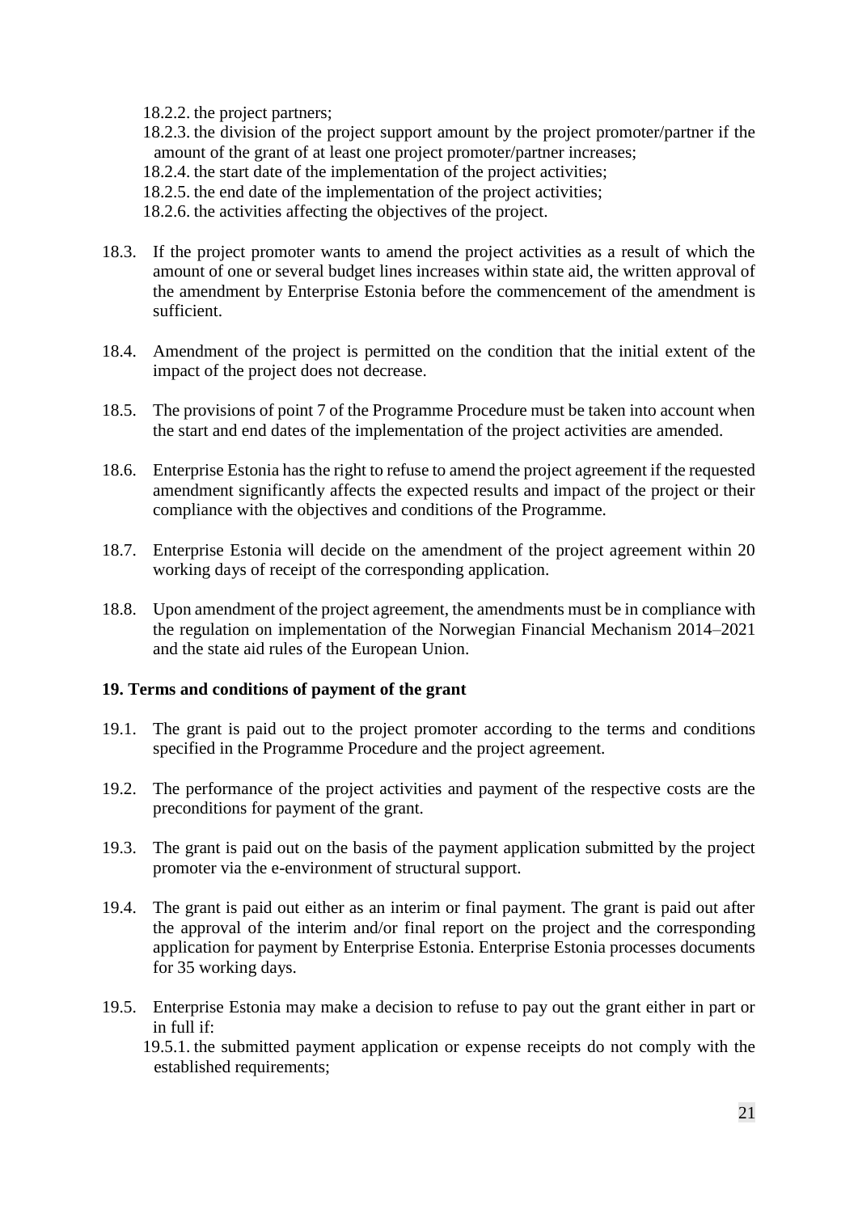18.2.2. the project partners;

18.2.3. the division of the project support amount by the project promoter/partner if the amount of the grant of at least one project promoter/partner increases;

18.2.4. the start date of the implementation of the project activities;

18.2.5. the end date of the implementation of the project activities;

18.2.6. the activities affecting the objectives of the project.

18.3. If the project promoter wants to amend the project activities as a result of which the amount of one or several budget lines increases within state aid, the written approval of the amendment by Enterprise Estonia before the commencement of the amendment is sufficient.

18.4. Amendment of the project is permitted on the condition that the initial extent of the impact of the project does not decrease.

18.5. The provisions of point 7 of the Programme Procedure must be taken into account when the start and end dates of the implementation of the project activities are amended.

18.6. Enterprise Estonia has the right to refuse to amend the project agreement if the requested amendment significantly affects the expected results and impact of the project or their compliance with the objectives and conditions of the Programme.

18.7. Enterprise Estonia will decide on the amendment of the project agreement within 20 working days of receipt of the corresponding application.

18.8. Upon amendment of the project agreement, the amendments must be in compliance with the regulation on implementation of the Norwegian Financial Mechanism 2014–2021 and the state aid rules of the European Union.

**19. Terms and conditions of payment of the grant**

19.1. The grant is paid out to the project promoter according to the terms and conditions specified in the Programme Procedure and the project agreement.

19.2. The performance of the project activities and payment of the respective costs are the preconditions for payment of the grant.

19.3. The grant is paid out on the basis of the payment application submitted by the project promoter via the e-environment of structural support.

19.4. The grant is paid out either as an interim or final payment. The grant is paid out after the approval of the interim and/or final report on the project and the corresponding application for payment by Enterprise Estonia. Enterprise Estonia processes documents for 35 working days.

19.5. Enterprise Estonia may make a decision to refuse to pay out the grant either in part or in full if:

19.5.1. the submitted payment application or expense receipts do not comply with the established requirements;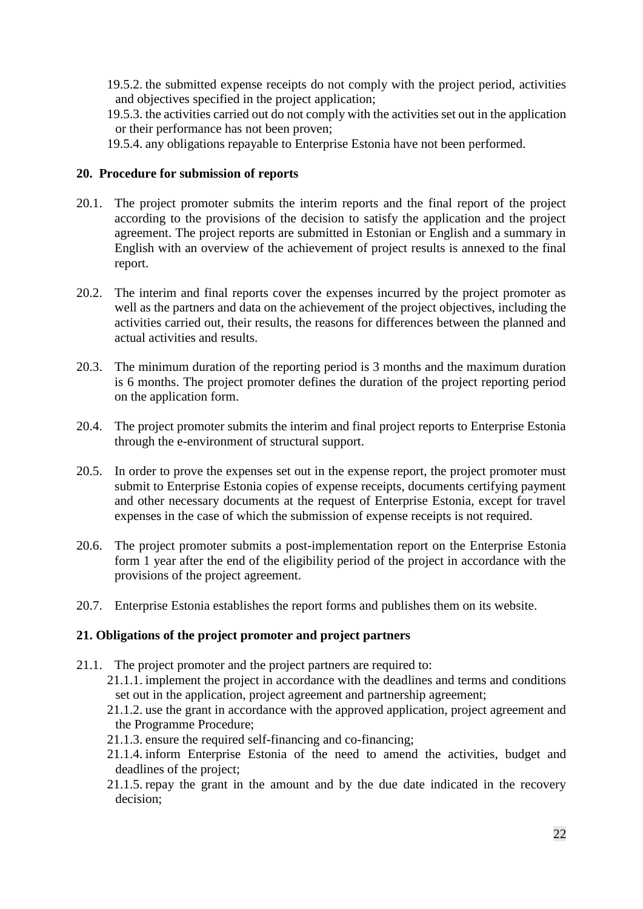19.5.2. the submitted expense receipts do not comply with the project period, activities and objectives specified in the project application;

19.5.3. the activities carried out do not comply with the activities set out in the application or their performance has not been proven;

19.5.4. any obligations repayable to Enterprise Estonia have not been performed.

**20. Procedure for submission of reports**

20.1. The project promoter submits the interim reports and the final report of the project according to the provisions of the decision to satisfy the application and the project agreement. The project reports are submitted in Estonian or English and a summary in English with an overview of the achievement of project results is annexed to the final report.

20.2. The interim and final reports cover the expenses incurred by the project promoter as well as the partners and data on the achievement of the project objectives, including the activities carried out, their results, the reasons for differences between the planned and actual activities and results.

20.3. The minimum duration of the reporting period is 3 months and the maximum duration is 6 months. The project promoter defines the duration of the project reporting period on the application form.

20.4. The project promoter submits the interim and final project reports to Enterprise Estonia through the e-environment of structural support.

20.5. In order to prove the expenses set out in the expense report, the project promoter must submit to Enterprise Estonia copies of expense receipts, documents certifying payment and other necessary documents at the request of Enterprise Estonia, except for travel expenses in the case of which the submission of expense receipts is not required.

20.6. The project promoter submits a post-implementation report on the Enterprise Estonia form 1 year after the end of the eligibility period of the project in accordance with the provisions of the project agreement.

20.7. Enterprise Estonia establishes the report forms and publishes them on its website.

**21. Obligations of the project promoter and project partners**

21.1. The project promoter and the project partners are required to:

21.1.1. implement the project in accordance with the deadlines and terms and conditions set out in the application, project agreement and partnership agreement;

21.1.2. use the grant in accordance with the approved application, project agreement and the Programme Procedure;

21.1.3. ensure the required self-financing and co-financing;

21.1.4. inform Enterprise Estonia of the need to amend the activities, budget and deadlines of the project;

21.1.5. repay the grant in the amount and by the due date indicated in the recovery decision;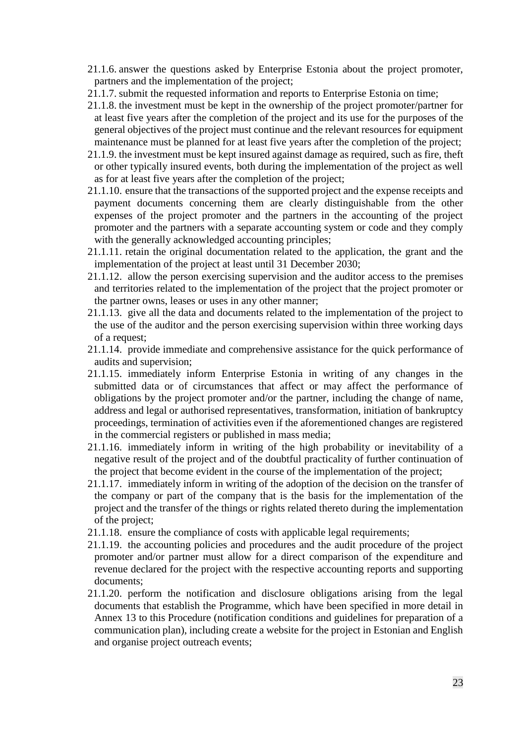21.1.6. answer the questions asked by Enterprise Estonia about the project promoter, partners and the implementation of the project;

21.1.7. submit the requested information and reports to Enterprise Estonia on time;

21.1.8. the investment must be kept in the ownership of the project promoter/partner for at least five years after the completion of the project and its use for the purposes of the general objectives of the project must continue and the relevant resources for equipment maintenance must be planned for at least five years after the completion of the project;

21.1.9. the investment must be kept insured against damage as required, such as fire, theft or other typically insured events, both during the implementation of the project as well as for at least five years after the completion of the project;

21.1.10. ensure that the transactions of the supported project and the expense receipts and payment documents concerning them are clearly distinguishable from the other expenses of the project promoter and the partners in the accounting of the project promoter and the partners with a separate accounting system or code and they comply with the generally acknowledged accounting principles;

21.1.11. retain the original documentation related to the application, the grant and the implementation of the project at least until 31 December 2030;

21.1.12. allow the person exercising supervision and the auditor access to the premises and territories related to the implementation of the project that the project promoter or the partner owns, leases or uses in any other manner;

21.1.13. give all the data and documents related to the implementation of the project to the use of the auditor and the person exercising supervision within three working days of a request;

21.1.14. provide immediate and comprehensive assistance for the quick performance of audits and supervision;

21.1.15. immediately inform Enterprise Estonia in writing of any changes in the submitted data or of circumstances that affect or may affect the performance of obligations by the project promoter and/or the partner, including the change of name, address and legal or authorised representatives, transformation, initiation of bankruptcy proceedings, termination of activities even if the aforementioned changes are registered in the commercial registers or published in mass media;

21.1.16. immediately inform in writing of the high probability or inevitability of a negative result of the project and of the doubtful practicality of further continuation of the project that become evident in the course of the implementation of the project;

21.1.17. immediately inform in writing of the adoption of the decision on the transfer of the company or part of the company that is the basis for the implementation of the project and the transfer of the things or rights related thereto during the implementation of the project;

21.1.18. ensure the compliance of costs with applicable legal requirements;

21.1.19. the accounting policies and procedures and the audit procedure of the project promoter and/or partner must allow for a direct comparison of the expenditure and revenue declared for the project with the respective accounting reports and supporting documents;

21.1.20. perform the notification and disclosure obligations arising from the legal documents that establish the Programme, which have been specified in more detail in Annex 13 to this Procedure (notification conditions and guidelines for preparation of a communication plan), including create a website for the project in Estonian and English and organise project outreach events;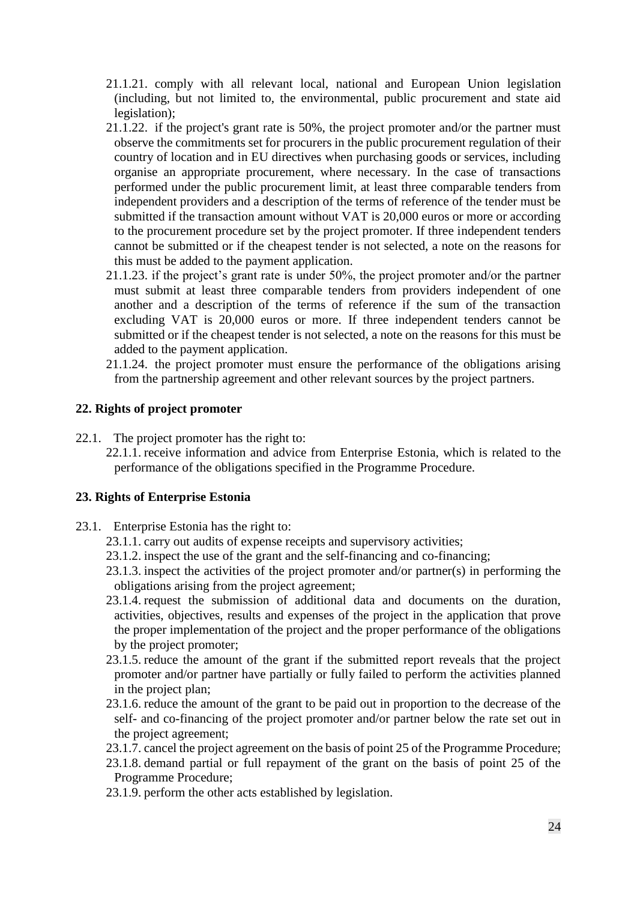21.1.21. comply with all relevant local, national and European Union legislation (including, but not limited to, the environmental, public procurement and state aid legislation);

21.1.22. if the project's grant rate is 50%, the project promoter and/or the partner must observe the commitments set for procurers in the public procurement regulation of their country of location and in EU directives when purchasing goods or services, including organise an appropriate procurement, where necessary. In the case of transactions performed under the public procurement limit, at least three comparable tenders from independent providers and a description of the terms of reference of the tender must be submitted if the transaction amount without VAT is 20,000 euros or more or according to the procurement procedure set by the project promoter. If three independent tenders cannot be submitted or if the cheapest tender is not selected, a note on the reasons for this must be added to the payment application.

21.1.23. if the project's grant rate is under 50%, the project promoter and/or the partner must submit at least three comparable tenders from providers independent of one another and a description of the terms of reference if the sum of the transaction excluding VAT is 20,000 euros or more. If three independent tenders cannot be submitted or if the cheapest tender is not selected, a note on the reasons for this must be added to the payment application.

21.1.24. the project promoter must ensure the performance of the obligations arising from the partnership agreement and other relevant sources by the project partners.

## 22. Rights of project promoter

22.1. The project promoter has the right to:

22.1.1. receive information and advice from Enterprise Estonia, which is related to the performance of the obligations specified in the Programme Procedure.

## 23. Rights of Enterprise Estonia

23.1. Enterprise Estonia has the right to:

23.1.1. carry out audits of expense receipts and supervisory activities;

23.1.2. inspect the use of the grant and the self-financing and co-financing;

23.1.3. inspect the activities of the project promoter and/or partner(s) in performing the obligations arising from the project agreement;

23.1.4. request the submission of additional data and documents on the duration, activities, objectives, results and expenses of the project in the application that prove the proper implementation of the project and the proper performance of the obligations by the project promoter;

23.1.5. reduce the amount of the grant if the submitted report reveals that the project promoter and/or partner have partially or fully failed to perform the activities planned in the project plan;

23.1.6. reduce the amount of the grant to be paid out in proportion to the decrease of the self- and co-financing of the project promoter and/or partner below the rate set out in the project agreement;

23.1.7. cancel the project agreement on the basis of point 25 of the Programme Procedure;

23.1.8. demand partial or full repayment of the grant on the basis of point 25 of the Programme Procedure;

23.1.9. perform the other acts established by legislation.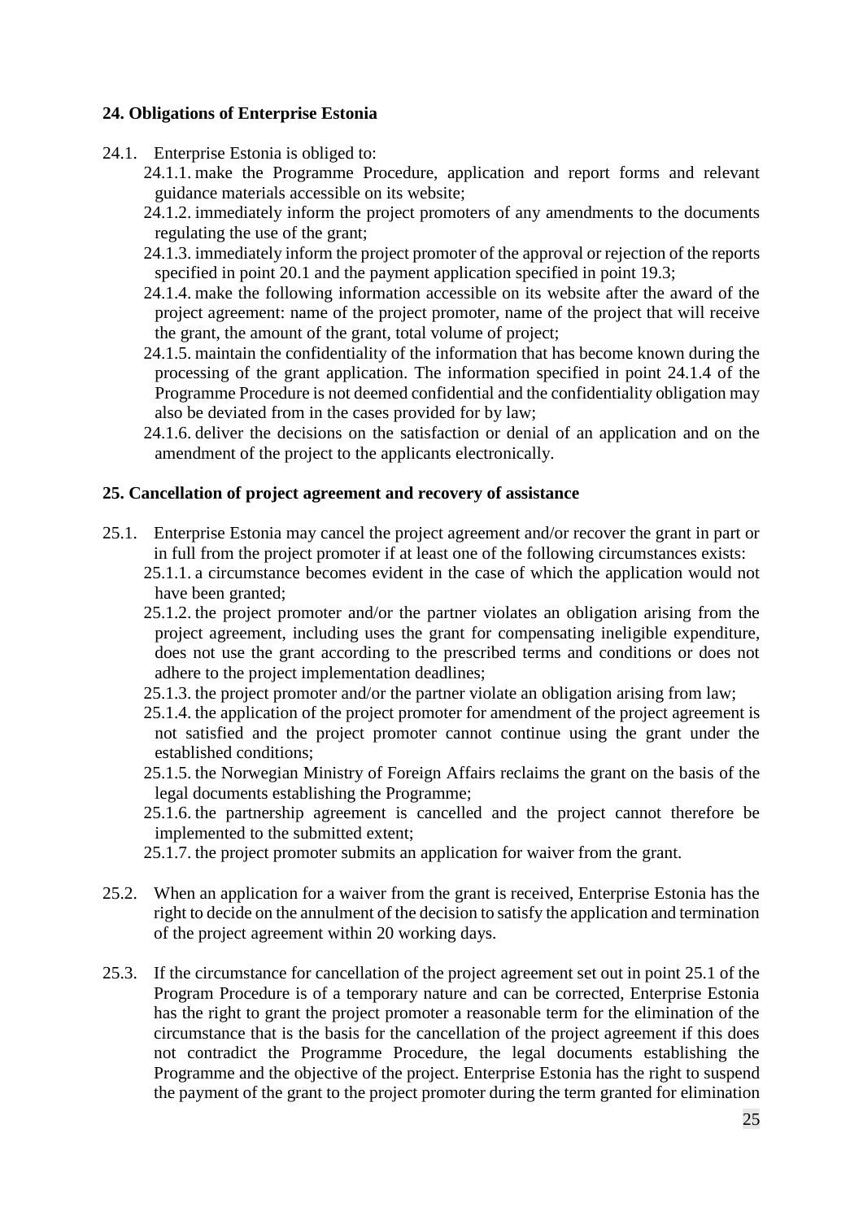## 24. Obligations of Enterprise Estonia

24.1. Enterprise Estonia is obliged to:

24.1.1. make the Programme Procedure, application and report forms and relevant guidance materials accessible on its website;

24.1.2. immediately inform the project promoters of any amendments to the documents regulating the use of the grant;

24.1.3. immediately inform the project promoter of the approval or rejection of the reports specified in point 20.1 and the payment application specified in point 19.3;

24.1.4. make the following information accessible on its website after the award of the project agreement: name of the project promoter, name of the project that will receive the grant, the amount of the grant, total volume of project;

24.1.5. maintain the confidentiality of the information that has become known during the processing of the grant application. The information specified in point 24.1.4 of the Programme Procedure is not deemed confidential and the confidentiality obligation may also be deviated from in the cases provided for by law;

24.1.6. deliver the decisions on the satisfaction or denial of an application and on the amendment of the project to the applicants electronically.

## 25. Cancellation of project agreement and recovery of assistance

25.1. Enterprise Estonia may cancel the project agreement and/or recover the grant in part or in full from the project promoter if at least one of the following circumstances exists:

25.1.1. a circumstance becomes evident in the case of which the application would not have been granted;

25.1.2. the project promoter and/or the partner violates an obligation arising from the project agreement, including uses the grant for compensating ineligible expenditure, does not use the grant according to the prescribed terms and conditions or does not adhere to the project implementation deadlines;

25.1.3. the project promoter and/or the partner violate an obligation arising from law;

25.1.4. the application of the project promoter for amendment of the project agreement is not satisfied and the project promoter cannot continue using the grant under the established conditions;

25.1.5. the Norwegian Ministry of Foreign Affairs reclaims the grant on the basis of the legal documents establishing the Programme;

25.1.6. the partnership agreement is cancelled and the project cannot therefore be implemented to the submitted extent;

25.1.7. the project promoter submits an application for waiver from the grant.

25.2. When an application for a waiver from the grant is received, Enterprise Estonia has the right to decide on the annulment of the decision to satisfy the application and termination of the project agreement within 20 working days.

25.3. If the circumstance for cancellation of the project agreement set out in point 25.1 of the Program Procedure is of a temporary nature and can be corrected, Enterprise Estonia has the right to grant the project promoter a reasonable term for the elimination of the circumstance that is the basis for the cancellation of the project agreement if this does not contradict the Programme Procedure, the legal documents establishing the Programme and the objective of the project. Enterprise Estonia has the right to suspend the payment of the grant to the project promoter during the term granted for elimination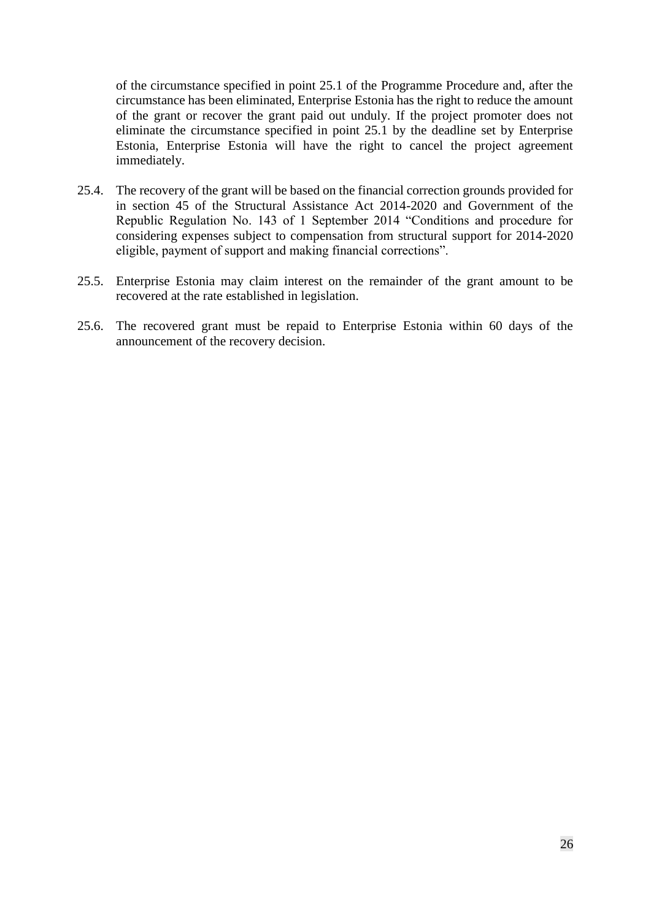of the circumstance specified in point 25.1 of the Programme Procedure and, after the circumstance has been eliminated, Enterprise Estonia has the right to reduce the amount of the grant or recover the grant paid out unduly. If the project promoter does not eliminate the circumstance specified in point 25.1 by the deadline set by Enterprise Estonia, Enterprise Estonia will have the right to cancel the project agreement immediately.

25.4. The recovery of the grant will be based on the financial correction grounds provided for in section 45 of the Structural Assistance Act 2014-2020 and Government of the Republic Regulation No. 143 of 1 September 2014 "Conditions and procedure for considering expenses subject to compensation from structural support for 2014-2020 eligible, payment of support and making financial corrections".

25.5. Enterprise Estonia may claim interest on the remainder of the grant amount to be recovered at the rate established in legislation.

25.6. The recovered grant must be repaid to Enterprise Estonia within 60 days of the announcement of the recovery decision.